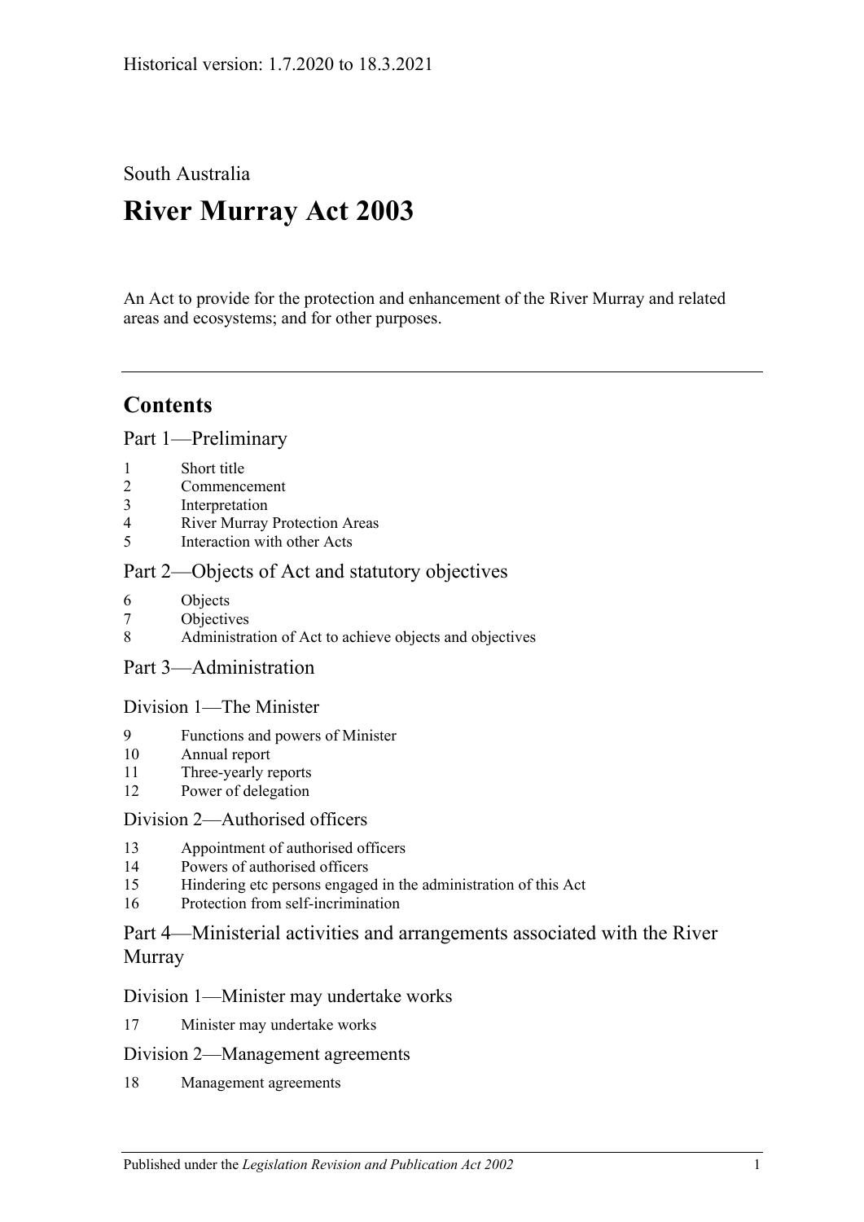Historical version: 1.7.2020 to 18.3.2021

South Australia

# River Murray Act 2003

An Act to provide for the protection and enhancement of the River Murray and related areas and ecosystems; and for other purposes.

## Contents

### Part 1—Preliminary

1 Short title
2 Commencement
3 Interpretation
4 River Murray Protection Areas
5 Interaction with other Acts

### Part 2—Objects of Act and statutory objectives

6 Objects
7 Objectives
8 Administration of Act to achieve objects and objectives

### Part 3—Administration

#### Division 1—The Minister

9 Functions and powers of Minister
10 Annual report
11 Three-yearly reports
12 Power of delegation

#### Division 2—Authorised officers

13 Appointment of authorised officers
14 Powers of authorised officers
15 Hindering etc persons engaged in the administration of this Act
16 Protection from self-incrimination

### Part 4—Ministerial activities and arrangements associated with the River Murray

#### Division 1—Minister may undertake works

17 Minister may undertake works

#### Division 2—Management agreements

18 Management agreements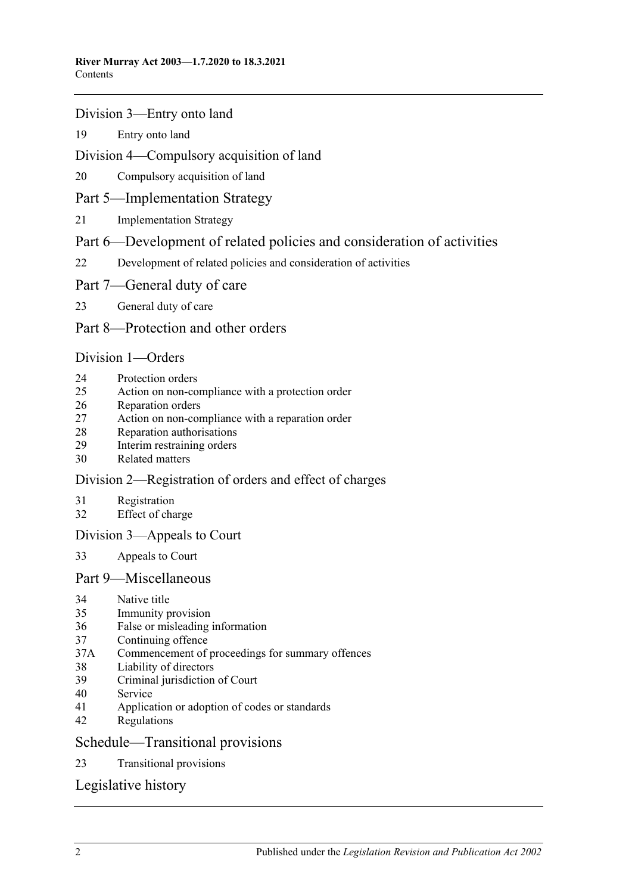## Division 3—Entry onto land

19 Entry onto land

## Division 4—Compulsory acquisition of land

20 Compulsory acquisition of land

# Part 5—Implementation Strategy

21 Implementation Strategy

# Part 6—Development of related policies and consideration of activities

22 Development of related policies and consideration of activities

# Part 7—General duty of care

23 General duty of care

# Part 8—Protection and other orders

## Division 1—Orders

24 Protection orders
25 Action on non-compliance with a protection order
26 Reparation orders
27 Action on non-compliance with a reparation order
28 Reparation authorisations
29 Interim restraining orders
30 Related matters

## Division 2—Registration of orders and effect of charges

31 Registration
32 Effect of charge

## Division 3—Appeals to Court

33 Appeals to Court

# Part 9—Miscellaneous

34 Native title
35 Immunity provision
36 False or misleading information
37 Continuing offence
37A Commencement of proceedings for summary offences
38 Liability of directors
39 Criminal jurisdiction of Court
40 Service
41 Application or adoption of codes or standards
42 Regulations

# Schedule—Transitional provisions

23 Transitional provisions

# Legislative history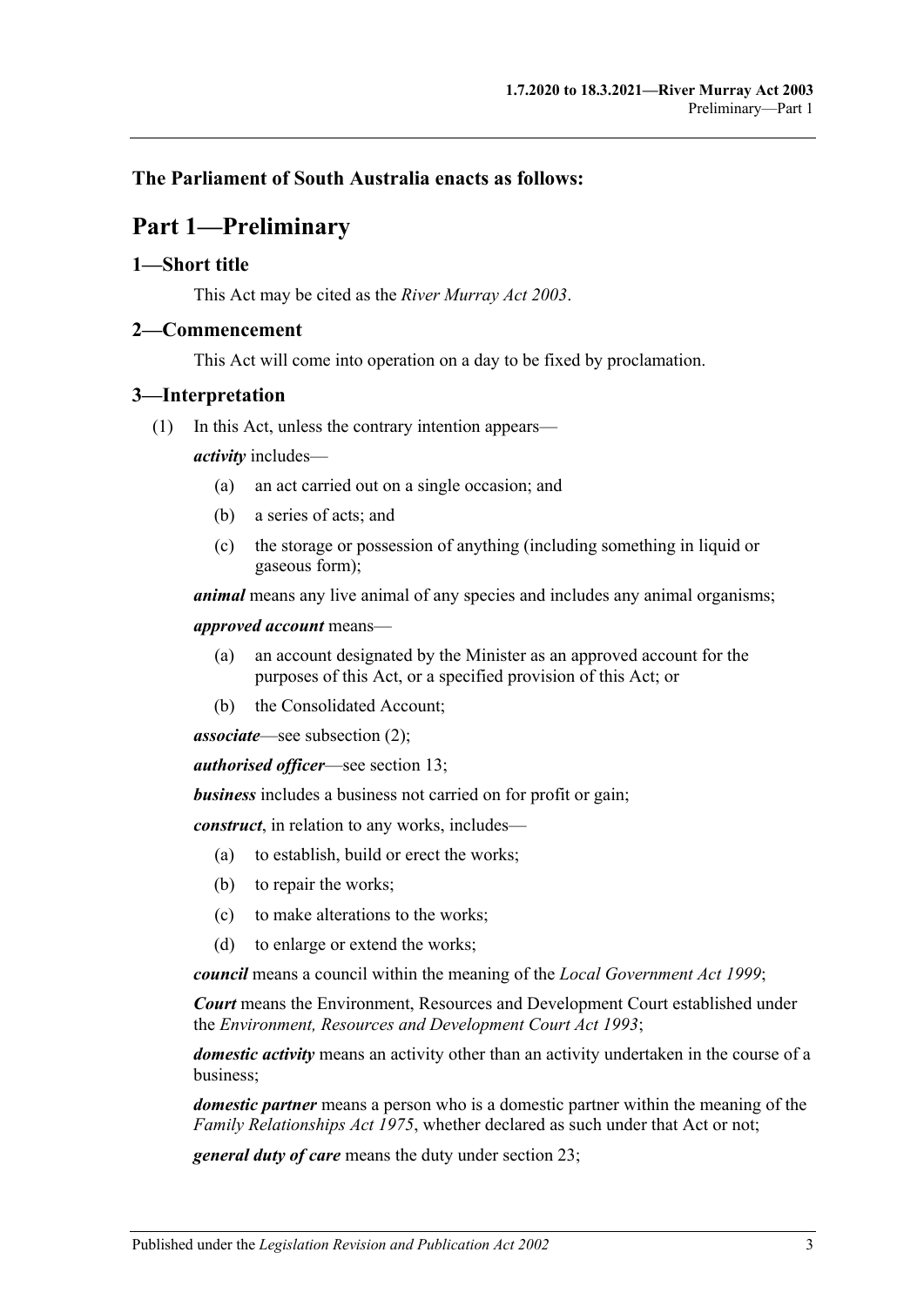## The Parliament of South Australia enacts as follows:

# Part 1—Preliminary

### 1—Short title

This Act may be cited as the *River Murray Act 2003*.

### 2—Commencement

This Act will come into operation on a day to be fixed by proclamation.

### 3—Interpretation

(1) In this Act, unless the contrary intention appears—

***activity*** includes—

- (a) an act carried out on a single occasion; and
- (b) a series of acts; and
- (c) the storage or possession of anything (including something in liquid or gaseous form);

***animal*** means any live animal of any species and includes any animal organisms;

***approved account*** means—

- (a) an account designated by the Minister as an approved account for the purposes of this Act, or a specified provision of this Act; or
- (b) the Consolidated Account;

***associate***—see subsection (2);

***authorised officer***—see section 13;

***business*** includes a business not carried on for profit or gain;

***construct***, in relation to any works, includes—

- (a) to establish, build or erect the works;
- (b) to repair the works;
- (c) to make alterations to the works;
- (d) to enlarge or extend the works;

***council*** means a council within the meaning of the *Local Government Act 1999*;

***Court*** means the Environment, Resources and Development Court established under the *Environment, Resources and Development Court Act 1993*;

***domestic activity*** means an activity other than an activity undertaken in the course of a business;

***domestic partner*** means a person who is a domestic partner within the meaning of the *Family Relationships Act 1975*, whether declared as such under that Act or not;

***general duty of care*** means the duty under section 23;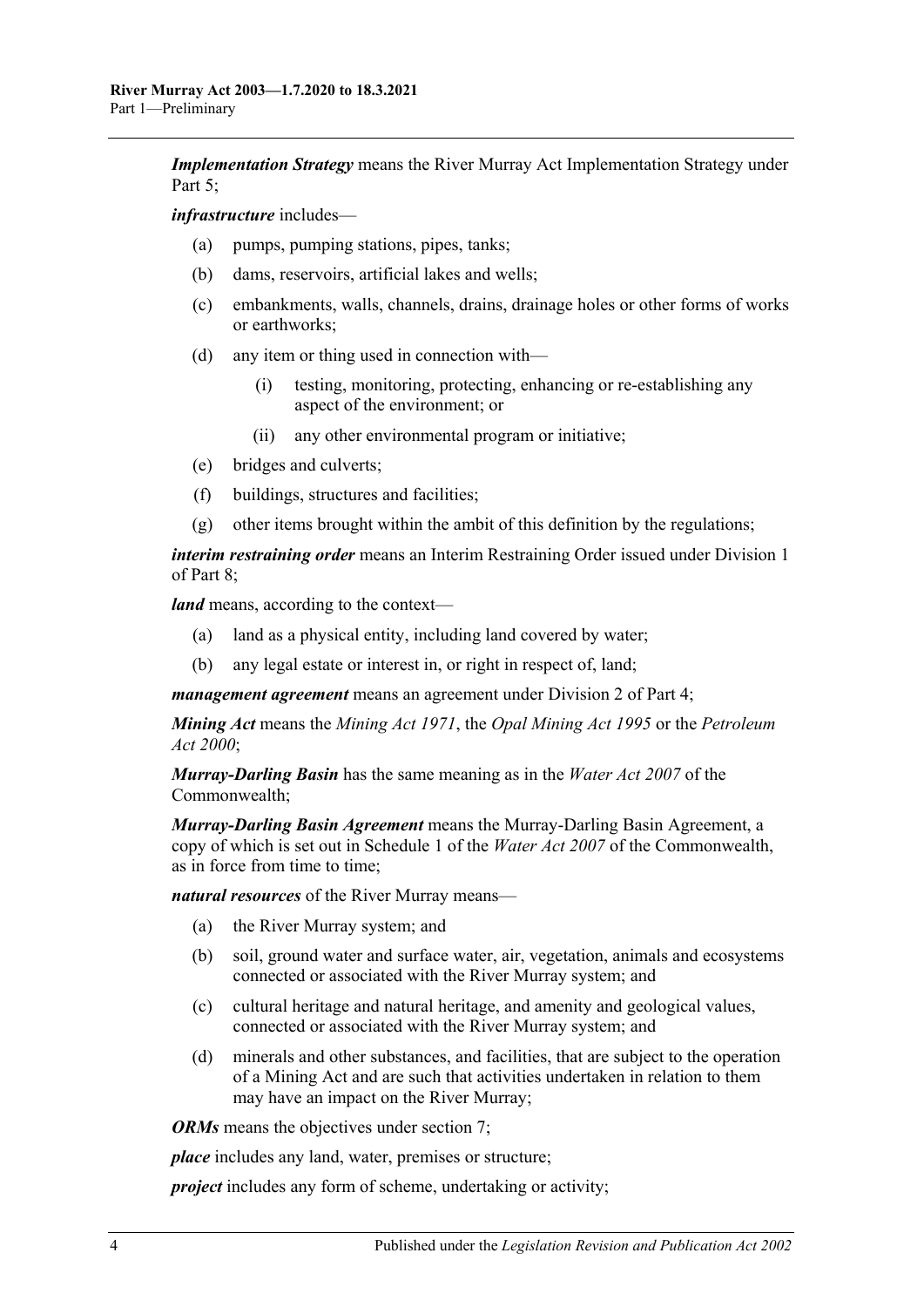***Implementation Strategy*** means the River Murray Act Implementation Strategy under Part 5;

***infrastructure*** includes—

- (a) pumps, pumping stations, pipes, tanks;
- (b) dams, reservoirs, artificial lakes and wells;
- (c) embankments, walls, channels, drains, drainage holes or other forms of works or earthworks;
- (d) any item or thing used in connection with—
  - (i) testing, monitoring, protecting, enhancing or re-establishing any aspect of the environment; or
  - (ii) any other environmental program or initiative;
- (e) bridges and culverts;
- (f) buildings, structures and facilities;
- (g) other items brought within the ambit of this definition by the regulations;

***interim restraining order*** means an Interim Restraining Order issued under Division 1 of Part 8;

***land*** means, according to the context—

- (a) land as a physical entity, including land covered by water;
- (b) any legal estate or interest in, or right in respect of, land;

***management agreement*** means an agreement under Division 2 of Part 4;

***Mining Act*** means the *Mining Act 1971*, the *Opal Mining Act 1995* or the *Petroleum Act 2000*;

***Murray-Darling Basin*** has the same meaning as in the *Water Act 2007* of the Commonwealth;

***Murray-Darling Basin Agreement*** means the Murray-Darling Basin Agreement, a copy of which is set out in Schedule 1 of the *Water Act 2007* of the Commonwealth, as in force from time to time;

***natural resources*** of the River Murray means—

- (a) the River Murray system; and
- (b) soil, ground water and surface water, air, vegetation, animals and ecosystems connected or associated with the River Murray system; and
- (c) cultural heritage and natural heritage, and amenity and geological values, connected or associated with the River Murray system; and
- (d) minerals and other substances, and facilities, that are subject to the operation of a Mining Act and are such that activities undertaken in relation to them may have an impact on the River Murray;

***ORMs*** means the objectives under section 7;

***place*** includes any land, water, premises or structure;

***project*** includes any form of scheme, undertaking or activity;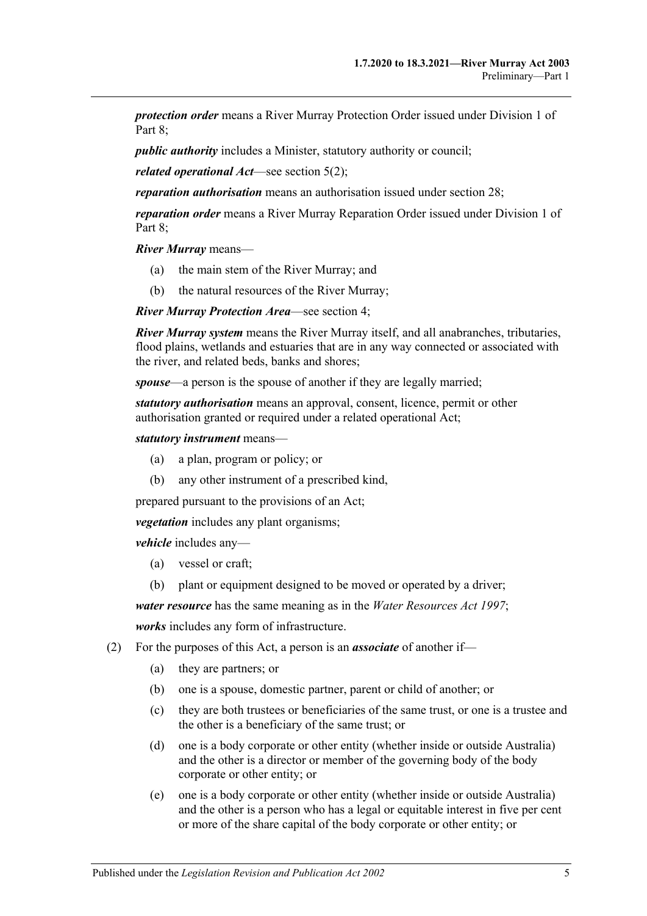***protection order*** means a River Murray Protection Order issued under Division 1 of Part 8;

***public authority*** includes a Minister, statutory authority or council;

***related operational Act***—see section 5(2);

***reparation authorisation*** means an authorisation issued under section 28;

***reparation order*** means a River Murray Reparation Order issued under Division 1 of Part 8;

***River Murray*** means—

- (a) the main stem of the River Murray; and
- (b) the natural resources of the River Murray;

***River Murray Protection Area***—see section 4;

***River Murray system*** means the River Murray itself, and all anabranches, tributaries, flood plains, wetlands and estuaries that are in any way connected or associated with the river, and related beds, banks and shores;

***spouse***—a person is the spouse of another if they are legally married;

***statutory authorisation*** means an approval, consent, licence, permit or other authorisation granted or required under a related operational Act;

***statutory instrument*** means—

- (a) a plan, program or policy; or
- (b) any other instrument of a prescribed kind,

prepared pursuant to the provisions of an Act;

***vegetation*** includes any plant organisms;

***vehicle*** includes any—

- (a) vessel or craft;
- (b) plant or equipment designed to be moved or operated by a driver;

***water resource*** has the same meaning as in the *Water Resources Act 1997*;

***works*** includes any form of infrastructure.

(2) For the purposes of this Act, a person is an ***associate*** of another if—

- (a) they are partners; or
- (b) one is a spouse, domestic partner, parent or child of another; or
- (c) they are both trustees or beneficiaries of the same trust, or one is a trustee and the other is a beneficiary of the same trust; or
- (d) one is a body corporate or other entity (whether inside or outside Australia) and the other is a director or member of the governing body of the body corporate or other entity; or
- (e) one is a body corporate or other entity (whether inside or outside Australia) and the other is a person who has a legal or equitable interest in five per cent or more of the share capital of the body corporate or other entity; or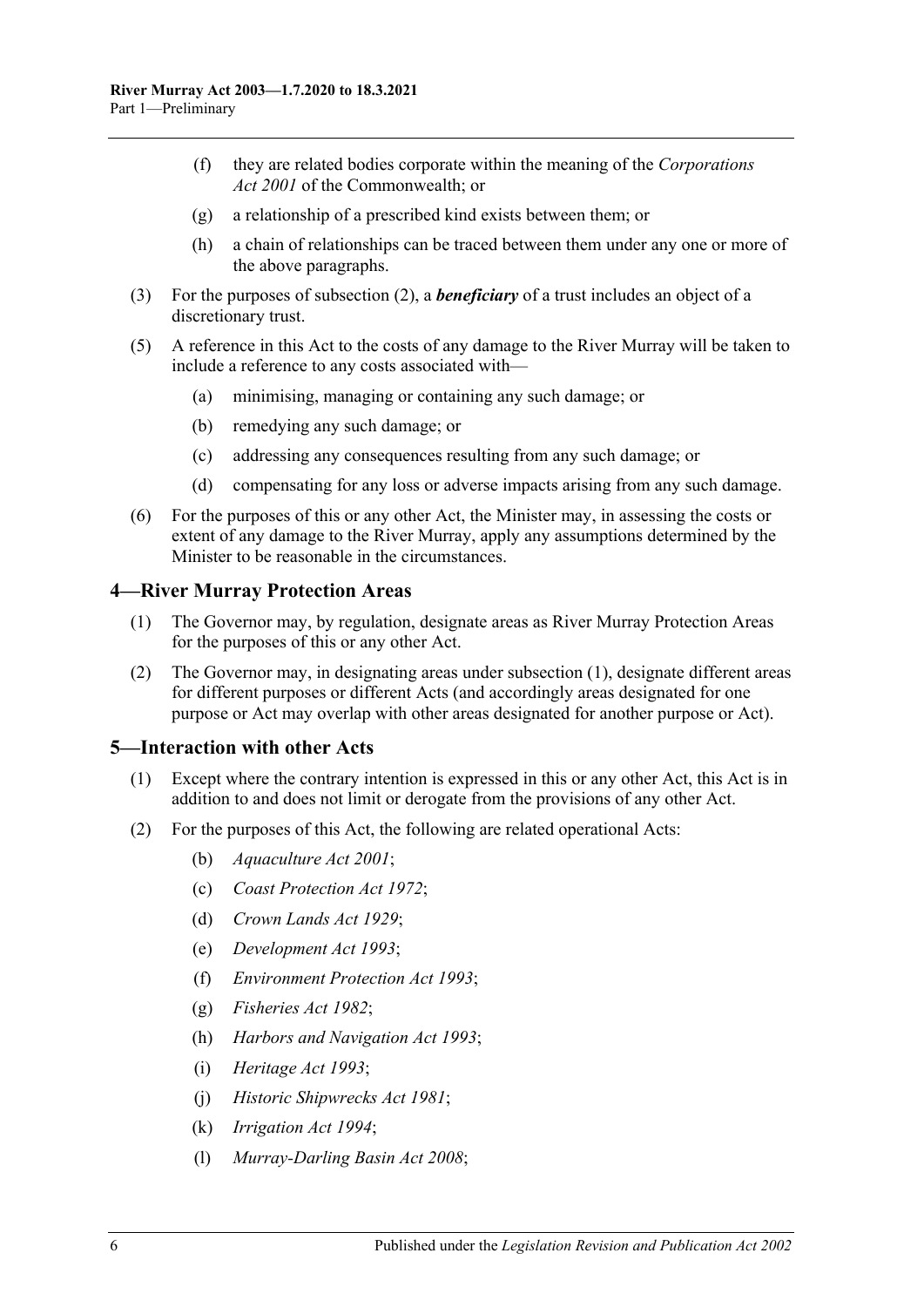(f) they are related bodies corporate within the meaning of the *Corporations Act 2001* of the Commonwealth; or

(g) a relationship of a prescribed kind exists between them; or

(h) a chain of relationships can be traced between them under any one or more of the above paragraphs.

(3) For the purposes of subsection (2), a ***beneficiary*** of a trust includes an object of a discretionary trust.

(5) A reference in this Act to the costs of any damage to the River Murray will be taken to include a reference to any costs associated with—

(a) minimising, managing or containing any such damage; or

(b) remedying any such damage; or

(c) addressing any consequences resulting from any such damage; or

(d) compensating for any loss or adverse impacts arising from any such damage.

(6) For the purposes of this or any other Act, the Minister may, in assessing the costs or extent of any damage to the River Murray, apply any assumptions determined by the Minister to be reasonable in the circumstances.

## 4—River Murray Protection Areas

(1) The Governor may, by regulation, designate areas as River Murray Protection Areas for the purposes of this or any other Act.

(2) The Governor may, in designating areas under subsection (1), designate different areas for different purposes or different Acts (and accordingly areas designated for one purpose or Act may overlap with other areas designated for another purpose or Act).

## 5—Interaction with other Acts

(1) Except where the contrary intention is expressed in this or any other Act, this Act is in addition to and does not limit or derogate from the provisions of any other Act.

(2) For the purposes of this Act, the following are related operational Acts:

(b) *Aquaculture Act 2001*;

(c) *Coast Protection Act 1972*;

(d) *Crown Lands Act 1929*;

(e) *Development Act 1993*;

(f) *Environment Protection Act 1993*;

(g) *Fisheries Act 1982*;

(h) *Harbors and Navigation Act 1993*;

(i) *Heritage Act 1993*;

(j) *Historic Shipwrecks Act 1981*;

(k) *Irrigation Act 1994*;

(l) *Murray-Darling Basin Act 2008*;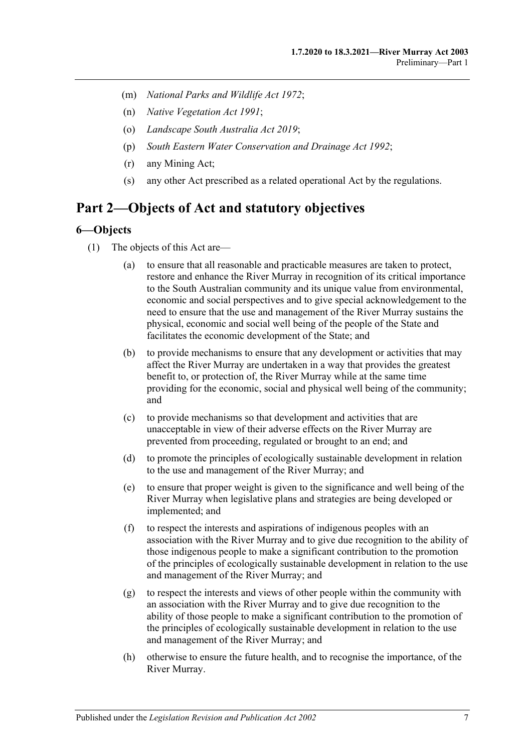(m) *National Parks and Wildlife Act 1972*;

(n) *Native Vegetation Act 1991*;

(o) *Landscape South Australia Act 2019*;

(p) *South Eastern Water Conservation and Drainage Act 1992*;

(r) any Mining Act;

(s) any other Act prescribed as a related operational Act by the regulations.

# Part 2—Objects of Act and statutory objectives

## 6—Objects

(1) The objects of this Act are—

(a) to ensure that all reasonable and practicable measures are taken to protect, restore and enhance the River Murray in recognition of its critical importance to the South Australian community and its unique value from environmental, economic and social perspectives and to give special acknowledgement to the need to ensure that the use and management of the River Murray sustains the physical, economic and social well being of the people of the State and facilitates the economic development of the State; and

(b) to provide mechanisms to ensure that any development or activities that may affect the River Murray are undertaken in a way that provides the greatest benefit to, or protection of, the River Murray while at the same time providing for the economic, social and physical well being of the community; and

(c) to provide mechanisms so that development and activities that are unacceptable in view of their adverse effects on the River Murray are prevented from proceeding, regulated or brought to an end; and

(d) to promote the principles of ecologically sustainable development in relation to the use and management of the River Murray; and

(e) to ensure that proper weight is given to the significance and well being of the River Murray when legislative plans and strategies are being developed or implemented; and

(f) to respect the interests and aspirations of indigenous peoples with an association with the River Murray and to give due recognition to the ability of those indigenous people to make a significant contribution to the promotion of the principles of ecologically sustainable development in relation to the use and management of the River Murray; and

(g) to respect the interests and views of other people within the community with an association with the River Murray and to give due recognition to the ability of those people to make a significant contribution to the promotion of the principles of ecologically sustainable development in relation to the use and management of the River Murray; and

(h) otherwise to ensure the future health, and to recognise the importance, of the River Murray.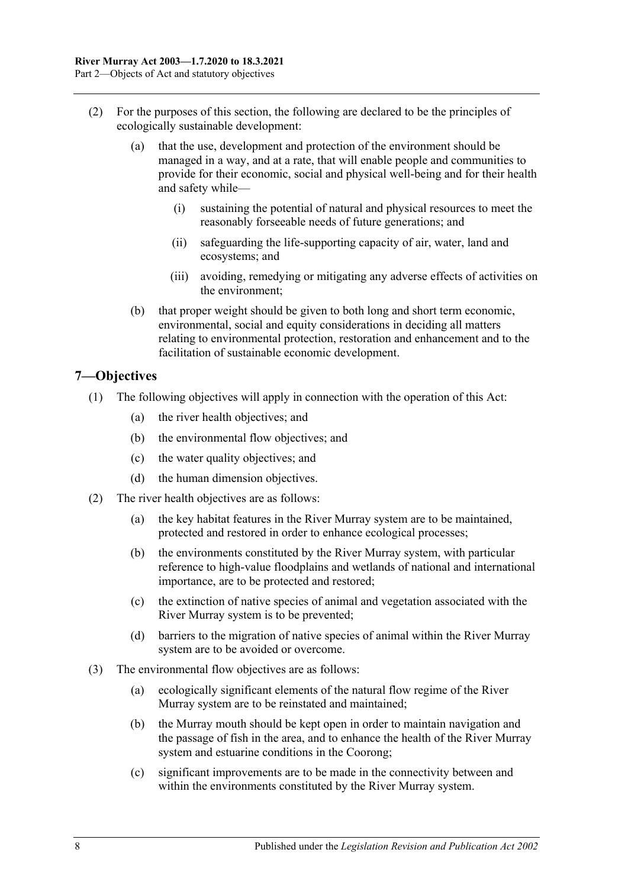(2) For the purposes of this section, the following are declared to be the principles of ecologically sustainable development:

(a) that the use, development and protection of the environment should be managed in a way, and at a rate, that will enable people and communities to provide for their economic, social and physical well-being and for their health and safety while—

(i) sustaining the potential of natural and physical resources to meet the reasonably forseeable needs of future generations; and

(ii) safeguarding the life-supporting capacity of air, water, land and ecosystems; and

(iii) avoiding, remedying or mitigating any adverse effects of activities on the environment;

(b) that proper weight should be given to both long and short term economic, environmental, social and equity considerations in deciding all matters relating to environmental protection, restoration and enhancement and to the facilitation of sustainable economic development.

## 7—Objectives

(1) The following objectives will apply in connection with the operation of this Act:

(a) the river health objectives; and

(b) the environmental flow objectives; and

(c) the water quality objectives; and

(d) the human dimension objectives.

(2) The river health objectives are as follows:

(a) the key habitat features in the River Murray system are to be maintained, protected and restored in order to enhance ecological processes;

(b) the environments constituted by the River Murray system, with particular reference to high-value floodplains and wetlands of national and international importance, are to be protected and restored;

(c) the extinction of native species of animal and vegetation associated with the River Murray system is to be prevented;

(d) barriers to the migration of native species of animal within the River Murray system are to be avoided or overcome.

(3) The environmental flow objectives are as follows:

(a) ecologically significant elements of the natural flow regime of the River Murray system are to be reinstated and maintained;

(b) the Murray mouth should be kept open in order to maintain navigation and the passage of fish in the area, and to enhance the health of the River Murray system and estuarine conditions in the Coorong;

(c) significant improvements are to be made in the connectivity between and within the environments constituted by the River Murray system.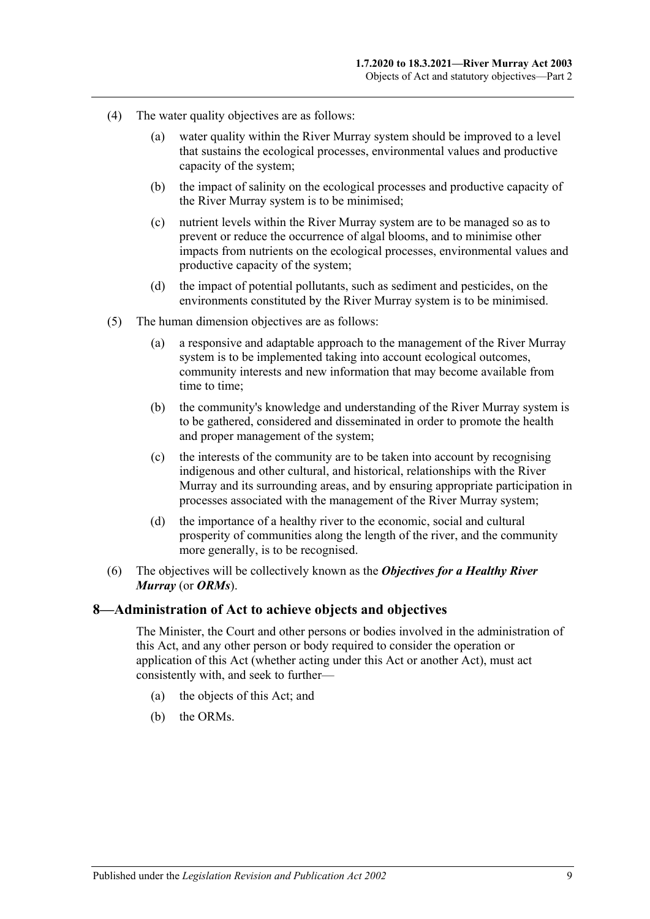(4) The water quality objectives are as follows:

(a) water quality within the River Murray system should be improved to a level that sustains the ecological processes, environmental values and productive capacity of the system;

(b) the impact of salinity on the ecological processes and productive capacity of the River Murray system is to be minimised;

(c) nutrient levels within the River Murray system are to be managed so as to prevent or reduce the occurrence of algal blooms, and to minimise other impacts from nutrients on the ecological processes, environmental values and productive capacity of the system;

(d) the impact of potential pollutants, such as sediment and pesticides, on the environments constituted by the River Murray system is to be minimised.

(5) The human dimension objectives are as follows:

(a) a responsive and adaptable approach to the management of the River Murray system is to be implemented taking into account ecological outcomes, community interests and new information that may become available from time to time;

(b) the community's knowledge and understanding of the River Murray system is to be gathered, considered and disseminated in order to promote the health and proper management of the system;

(c) the interests of the community are to be taken into account by recognising indigenous and other cultural, and historical, relationships with the River Murray and its surrounding areas, and by ensuring appropriate participation in processes associated with the management of the River Murray system;

(d) the importance of a healthy river to the economic, social and cultural prosperity of communities along the length of the river, and the community more generally, is to be recognised.

(6) The objectives will be collectively known as the ***Objectives for a Healthy River Murray*** (or ***ORMs***).

## 8—Administration of Act to achieve objects and objectives

The Minister, the Court and other persons or bodies involved in the administration of this Act, and any other person or body required to consider the operation or application of this Act (whether acting under this Act or another Act), must act consistently with, and seek to further—

(a) the objects of this Act; and

(b) the ORMs.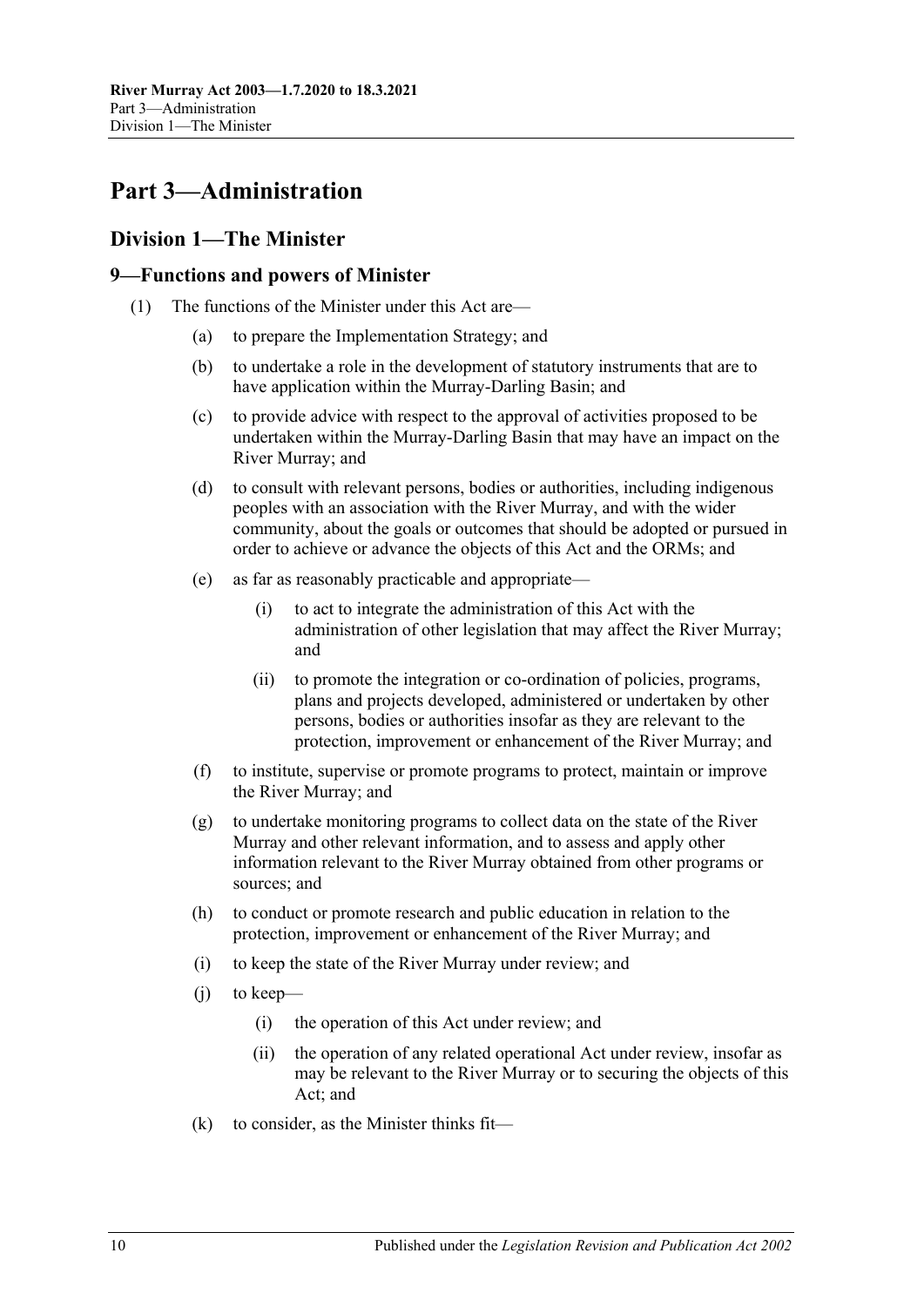# Part 3—Administration

## Division 1—The Minister

### 9—Functions and powers of Minister

(1) The functions of the Minister under this Act are—

(a) to prepare the Implementation Strategy; and

(b) to undertake a role in the development of statutory instruments that are to have application within the Murray-Darling Basin; and

(c) to provide advice with respect to the approval of activities proposed to be undertaken within the Murray-Darling Basin that may have an impact on the River Murray; and

(d) to consult with relevant persons, bodies or authorities, including indigenous peoples with an association with the River Murray, and with the wider community, about the goals or outcomes that should be adopted or pursued in order to achieve or advance the objects of this Act and the ORMs; and

(e) as far as reasonably practicable and appropriate—

(i) to act to integrate the administration of this Act with the administration of other legislation that may affect the River Murray; and

(ii) to promote the integration or co-ordination of policies, programs, plans and projects developed, administered or undertaken by other persons, bodies or authorities insofar as they are relevant to the protection, improvement or enhancement of the River Murray; and

(f) to institute, supervise or promote programs to protect, maintain or improve the River Murray; and

(g) to undertake monitoring programs to collect data on the state of the River Murray and other relevant information, and to assess and apply other information relevant to the River Murray obtained from other programs or sources; and

(h) to conduct or promote research and public education in relation to the protection, improvement or enhancement of the River Murray; and

(i) to keep the state of the River Murray under review; and

(j) to keep—

(i) the operation of this Act under review; and

(ii) the operation of any related operational Act under review, insofar as may be relevant to the River Murray or to securing the objects of this Act; and

(k) to consider, as the Minister thinks fit—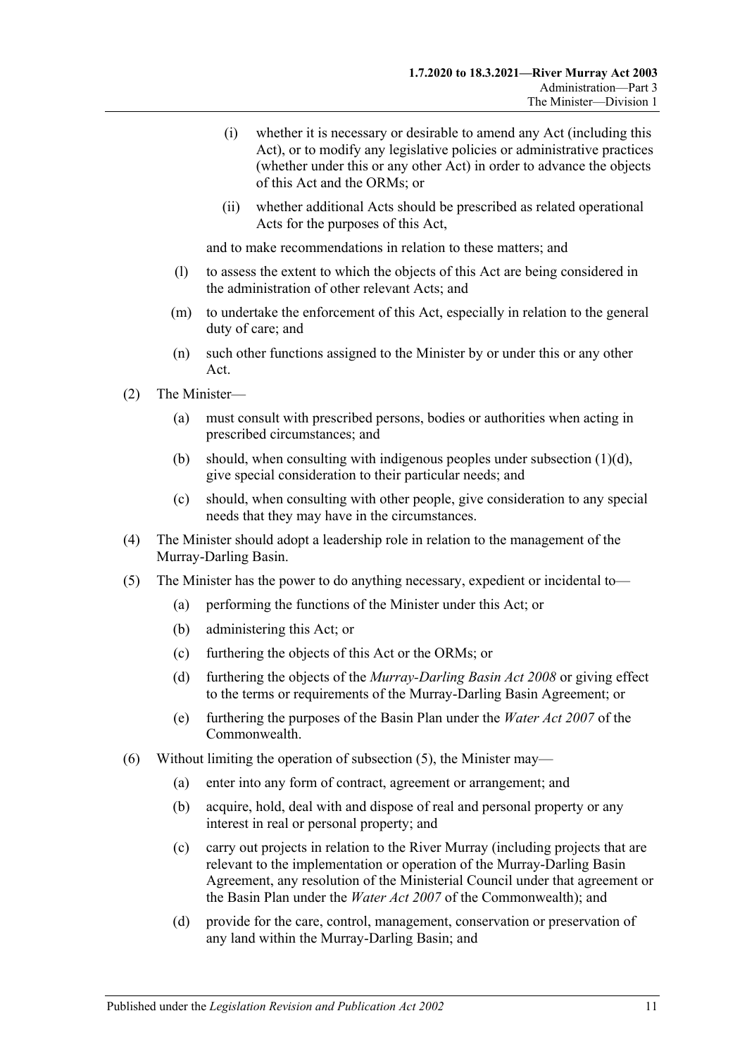(i) whether it is necessary or desirable to amend any Act (including this Act), or to modify any legislative policies or administrative practices (whether under this or any other Act) in order to advance the objects of this Act and the ORMs; or

(ii) whether additional Acts should be prescribed as related operational Acts for the purposes of this Act,

and to make recommendations in relation to these matters; and

(l) to assess the extent to which the objects of this Act are being considered in the administration of other relevant Acts; and

(m) to undertake the enforcement of this Act, especially in relation to the general duty of care; and

(n) such other functions assigned to the Minister by or under this or any other Act.

(2) The Minister—

(a) must consult with prescribed persons, bodies or authorities when acting in prescribed circumstances; and

(b) should, when consulting with indigenous peoples under subsection (1)(d), give special consideration to their particular needs; and

(c) should, when consulting with other people, give consideration to any special needs that they may have in the circumstances.

(4) The Minister should adopt a leadership role in relation to the management of the Murray-Darling Basin.

(5) The Minister has the power to do anything necessary, expedient or incidental to—

(a) performing the functions of the Minister under this Act; or

(b) administering this Act; or

(c) furthering the objects of this Act or the ORMs; or

(d) furthering the objects of the *Murray-Darling Basin Act 2008* or giving effect to the terms or requirements of the Murray-Darling Basin Agreement; or

(e) furthering the purposes of the Basin Plan under the *Water Act 2007* of the Commonwealth.

(6) Without limiting the operation of subsection (5), the Minister may—

(a) enter into any form of contract, agreement or arrangement; and

(b) acquire, hold, deal with and dispose of real and personal property or any interest in real or personal property; and

(c) carry out projects in relation to the River Murray (including projects that are relevant to the implementation or operation of the Murray-Darling Basin Agreement, any resolution of the Ministerial Council under that agreement or the Basin Plan under the *Water Act 2007* of the Commonwealth); and

(d) provide for the care, control, management, conservation or preservation of any land within the Murray-Darling Basin; and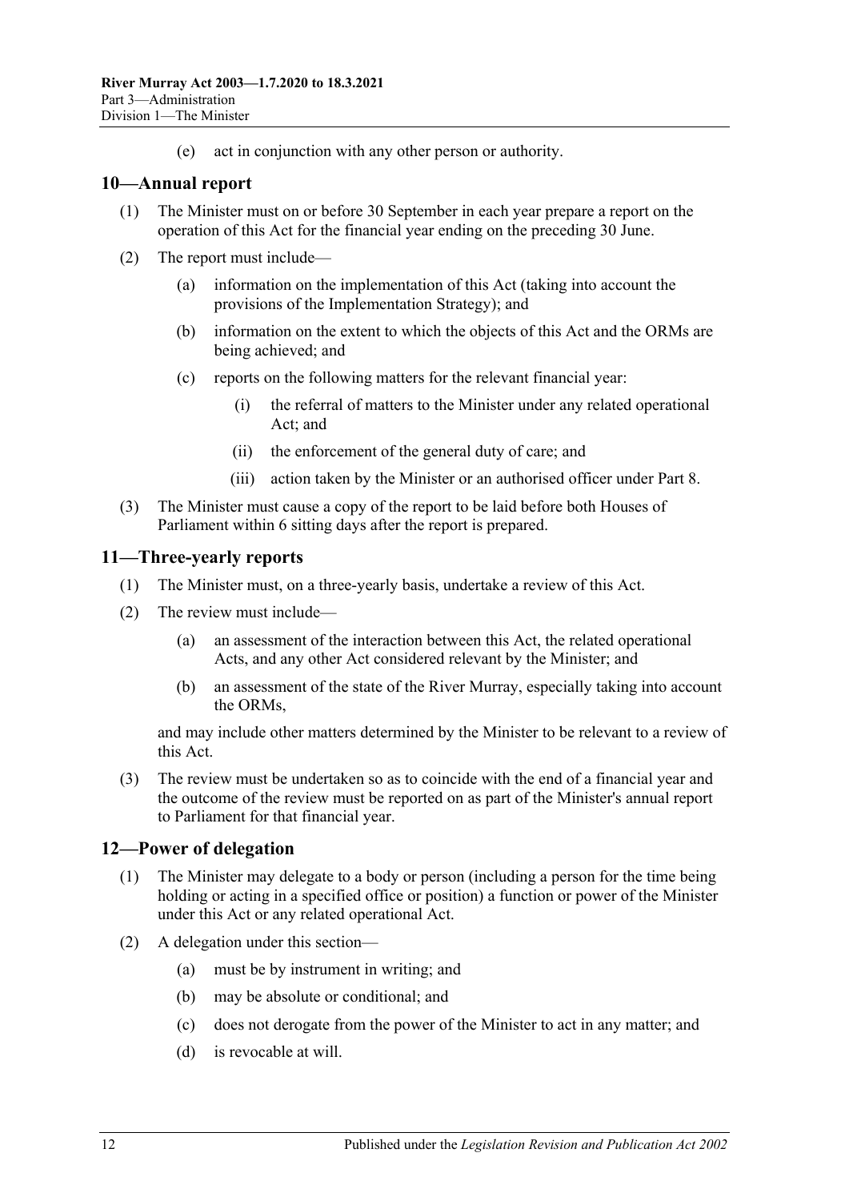(e) act in conjunction with any other person or authority.

## 10—Annual report

(1) The Minister must on or before 30 September in each year prepare a report on the operation of this Act for the financial year ending on the preceding 30 June.

(2) The report must include—

(a) information on the implementation of this Act (taking into account the provisions of the Implementation Strategy); and

(b) information on the extent to which the objects of this Act and the ORMs are being achieved; and

(c) reports on the following matters for the relevant financial year:

(i) the referral of matters to the Minister under any related operational Act; and

(ii) the enforcement of the general duty of care; and

(iii) action taken by the Minister or an authorised officer under Part 8.

(3) The Minister must cause a copy of the report to be laid before both Houses of Parliament within 6 sitting days after the report is prepared.

## 11—Three-yearly reports

(1) The Minister must, on a three-yearly basis, undertake a review of this Act.

(2) The review must include—

(a) an assessment of the interaction between this Act, the related operational Acts, and any other Act considered relevant by the Minister; and

(b) an assessment of the state of the River Murray, especially taking into account the ORMs,

and may include other matters determined by the Minister to be relevant to a review of this Act.

(3) The review must be undertaken so as to coincide with the end of a financial year and the outcome of the review must be reported on as part of the Minister's annual report to Parliament for that financial year.

## 12—Power of delegation

(1) The Minister may delegate to a body or person (including a person for the time being holding or acting in a specified office or position) a function or power of the Minister under this Act or any related operational Act.

(2) A delegation under this section—

(a) must be by instrument in writing; and

(b) may be absolute or conditional; and

(c) does not derogate from the power of the Minister to act in any matter; and

(d) is revocable at will.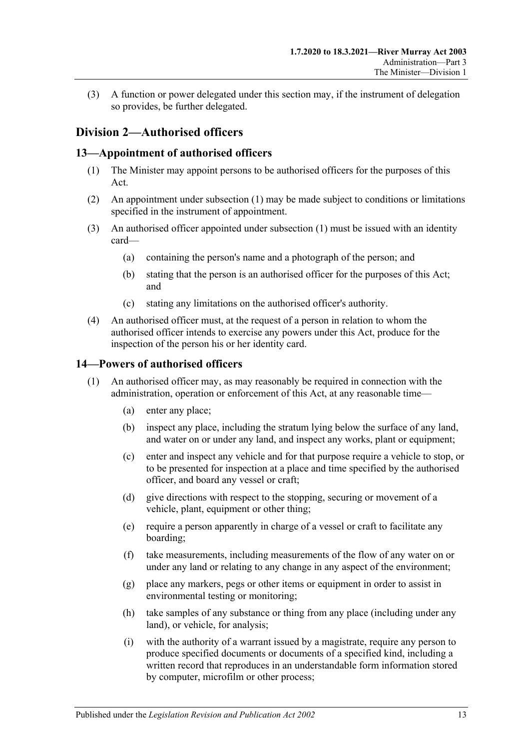(3) A function or power delegated under this section may, if the instrument of delegation so provides, be further delegated.

## Division 2—Authorised officers

### 13—Appointment of authorised officers

(1) The Minister may appoint persons to be authorised officers for the purposes of this Act.

(2) An appointment under subsection (1) may be made subject to conditions or limitations specified in the instrument of appointment.

(3) An authorised officer appointed under subsection (1) must be issued with an identity card—

- (a) containing the person's name and a photograph of the person; and
- (b) stating that the person is an authorised officer for the purposes of this Act; and
- (c) stating any limitations on the authorised officer's authority.

(4) An authorised officer must, at the request of a person in relation to whom the authorised officer intends to exercise any powers under this Act, produce for the inspection of the person his or her identity card.

### 14—Powers of authorised officers

(1) An authorised officer may, as may reasonably be required in connection with the administration, operation or enforcement of this Act, at any reasonable time—

- (a) enter any place;
- (b) inspect any place, including the stratum lying below the surface of any land, and water on or under any land, and inspect any works, plant or equipment;
- (c) enter and inspect any vehicle and for that purpose require a vehicle to stop, or to be presented for inspection at a place and time specified by the authorised officer, and board any vessel or craft;
- (d) give directions with respect to the stopping, securing or movement of a vehicle, plant, equipment or other thing;
- (e) require a person apparently in charge of a vessel or craft to facilitate any boarding;
- (f) take measurements, including measurements of the flow of any water on or under any land or relating to any change in any aspect of the environment;
- (g) place any markers, pegs or other items or equipment in order to assist in environmental testing or monitoring;
- (h) take samples of any substance or thing from any place (including under any land), or vehicle, for analysis;
- (i) with the authority of a warrant issued by a magistrate, require any person to produce specified documents or documents of a specified kind, including a written record that reproduces in an understandable form information stored by computer, microfilm or other process;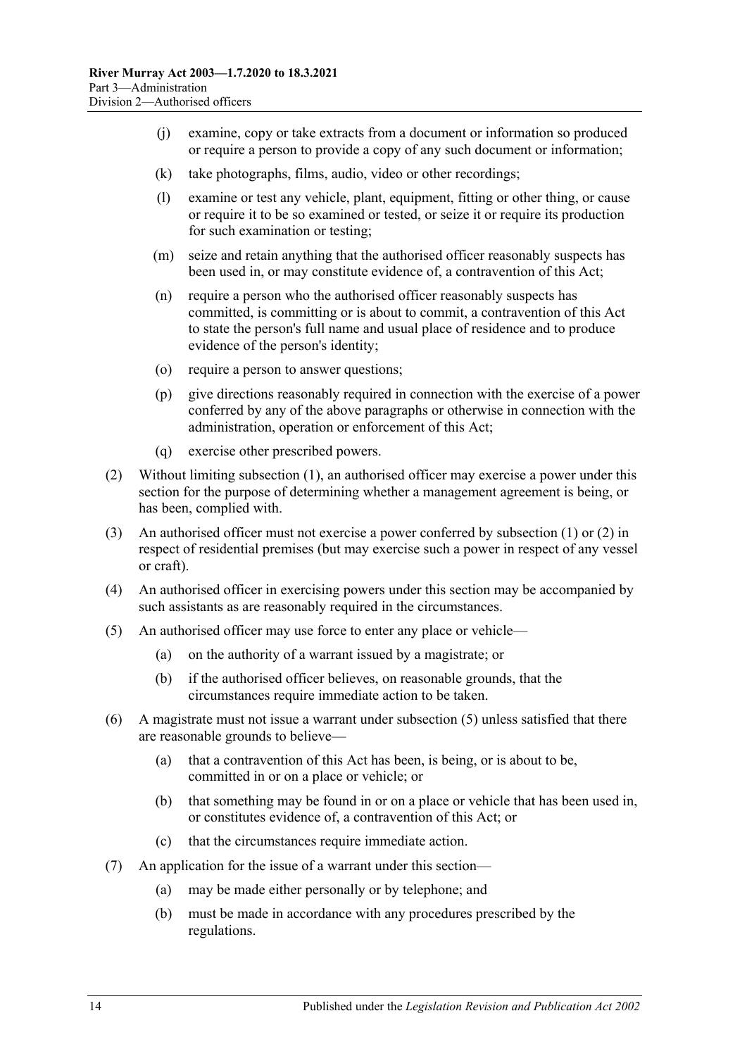(j) examine, copy or take extracts from a document or information so produced or require a person to provide a copy of any such document or information;

(k) take photographs, films, audio, video or other recordings;

(l) examine or test any vehicle, plant, equipment, fitting or other thing, or cause or require it to be so examined or tested, or seize it or require its production for such examination or testing;

(m) seize and retain anything that the authorised officer reasonably suspects has been used in, or may constitute evidence of, a contravention of this Act;

(n) require a person who the authorised officer reasonably suspects has committed, is committing or is about to commit, a contravention of this Act to state the person's full name and usual place of residence and to produce evidence of the person's identity;

(o) require a person to answer questions;

(p) give directions reasonably required in connection with the exercise of a power conferred by any of the above paragraphs or otherwise in connection with the administration, operation or enforcement of this Act;

(q) exercise other prescribed powers.

(2) Without limiting subsection (1), an authorised officer may exercise a power under this section for the purpose of determining whether a management agreement is being, or has been, complied with.

(3) An authorised officer must not exercise a power conferred by subsection (1) or (2) in respect of residential premises (but may exercise such a power in respect of any vessel or craft).

(4) An authorised officer in exercising powers under this section may be accompanied by such assistants as are reasonably required in the circumstances.

(5) An authorised officer may use force to enter any place or vehicle—

(a) on the authority of a warrant issued by a magistrate; or

(b) if the authorised officer believes, on reasonable grounds, that the circumstances require immediate action to be taken.

(6) A magistrate must not issue a warrant under subsection (5) unless satisfied that there are reasonable grounds to believe—

(a) that a contravention of this Act has been, is being, or is about to be, committed in or on a place or vehicle; or

(b) that something may be found in or on a place or vehicle that has been used in, or constitutes evidence of, a contravention of this Act; or

(c) that the circumstances require immediate action.

(7) An application for the issue of a warrant under this section—

(a) may be made either personally or by telephone; and

(b) must be made in accordance with any procedures prescribed by the regulations.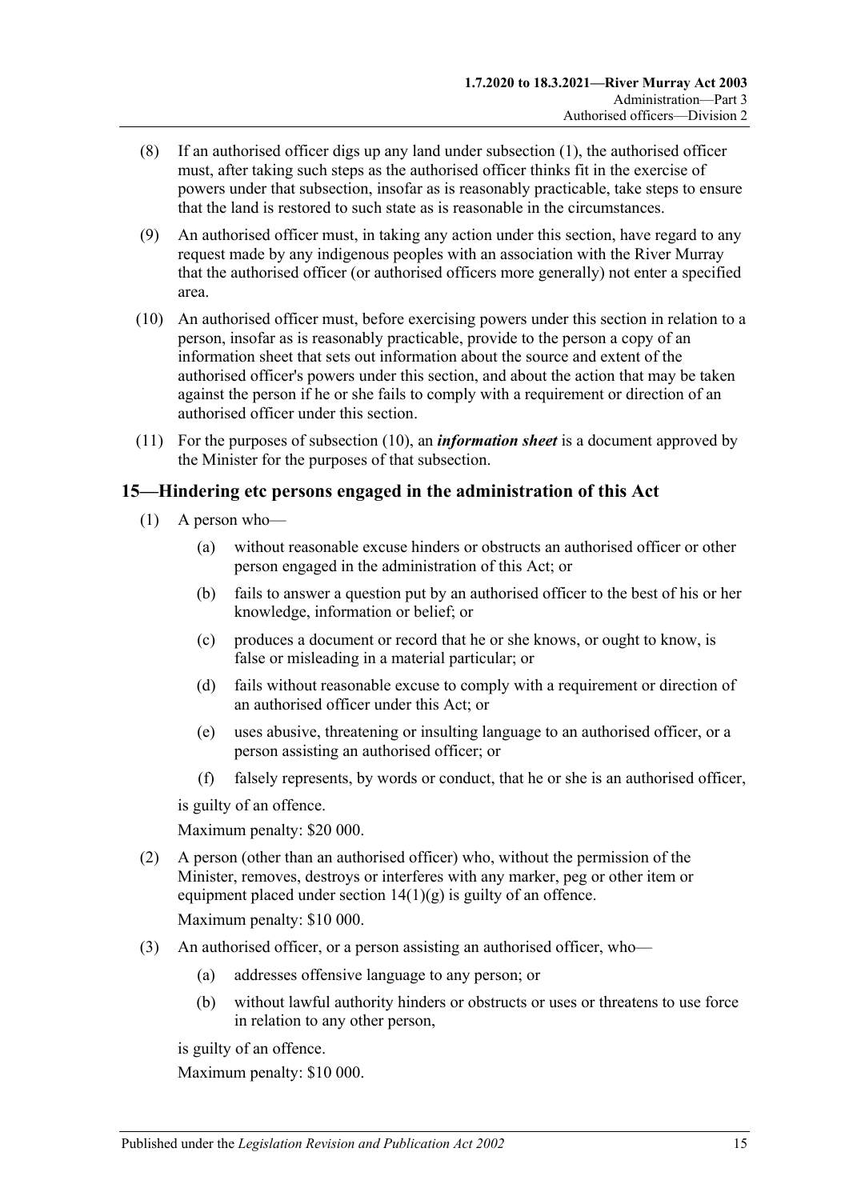(8) If an authorised officer digs up any land under subsection (1), the authorised officer must, after taking such steps as the authorised officer thinks fit in the exercise of powers under that subsection, insofar as is reasonably practicable, take steps to ensure that the land is restored to such state as is reasonable in the circumstances.

(9) An authorised officer must, in taking any action under this section, have regard to any request made by any indigenous peoples with an association with the River Murray that the authorised officer (or authorised officers more generally) not enter a specified area.

(10) An authorised officer must, before exercising powers under this section in relation to a person, insofar as is reasonably practicable, provide to the person a copy of an information sheet that sets out information about the source and extent of the authorised officer's powers under this section, and about the action that may be taken against the person if he or she fails to comply with a requirement or direction of an authorised officer under this section.

(11) For the purposes of subsection (10), an ***information sheet*** is a document approved by the Minister for the purposes of that subsection.

## 15—Hindering etc persons engaged in the administration of this Act

(1) A person who—

(a) without reasonable excuse hinders or obstructs an authorised officer or other person engaged in the administration of this Act; or

(b) fails to answer a question put by an authorised officer to the best of his or her knowledge, information or belief; or

(c) produces a document or record that he or she knows, or ought to know, is false or misleading in a material particular; or

(d) fails without reasonable excuse to comply with a requirement or direction of an authorised officer under this Act; or

(e) uses abusive, threatening or insulting language to an authorised officer, or a person assisting an authorised officer; or

(f) falsely represents, by words or conduct, that he or she is an authorised officer,

is guilty of an offence.

Maximum penalty: $20 000.

(2) A person (other than an authorised officer) who, without the permission of the Minister, removes, destroys or interferes with any marker, peg or other item or equipment placed under section 14(1)(g) is guilty of an offence.

Maximum penalty: $10 000.

(3) An authorised officer, or a person assisting an authorised officer, who—

(a) addresses offensive language to any person; or

(b) without lawful authority hinders or obstructs or uses or threatens to use force in relation to any other person,

is guilty of an offence.

Maximum penalty: $10 000.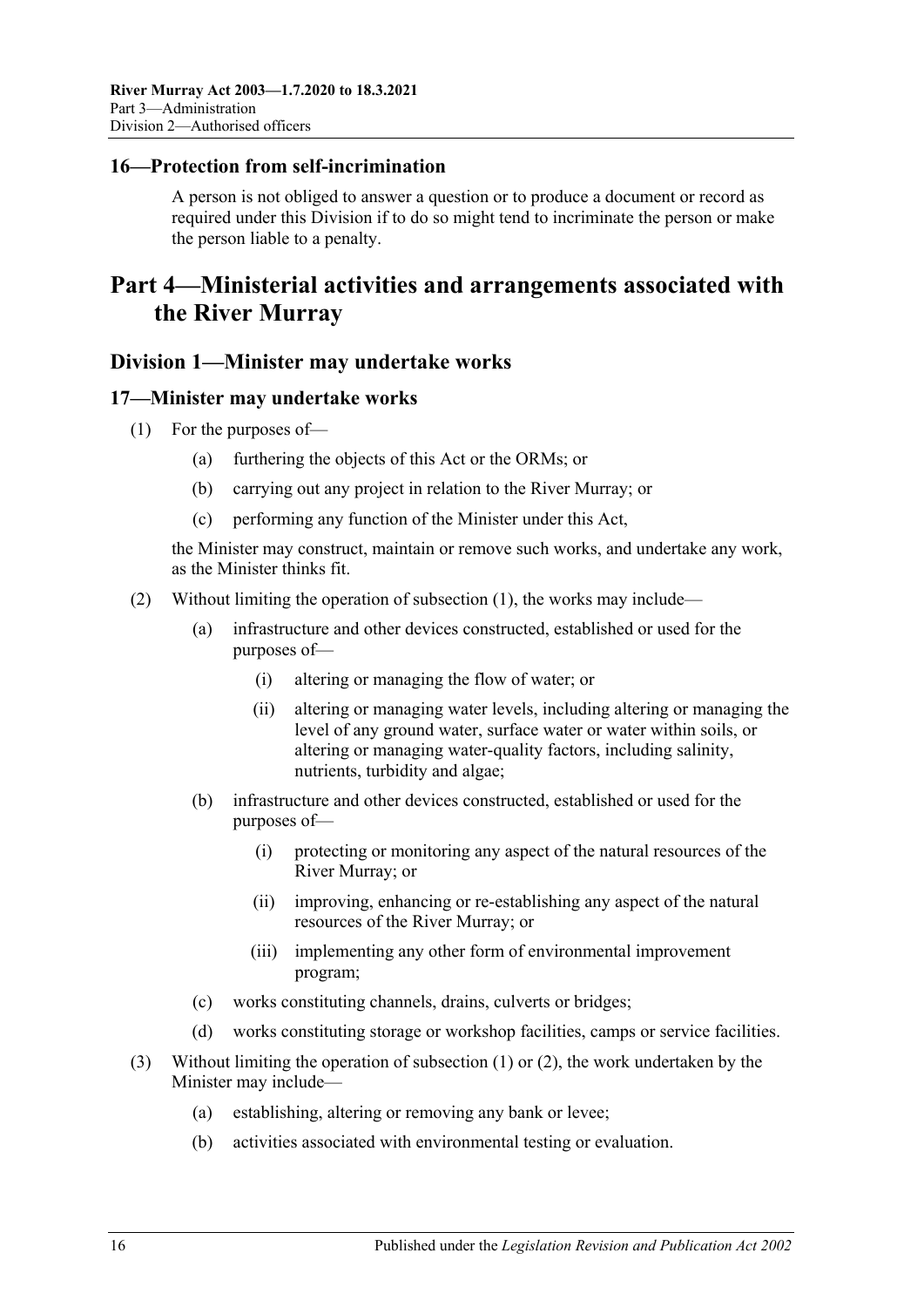## 16—Protection from self-incrimination

A person is not obliged to answer a question or to produce a document or record as required under this Division if to do so might tend to incriminate the person or make the person liable to a penalty.

# Part 4—Ministerial activities and arrangements associated with the River Murray

## Division 1—Minister may undertake works

### 17—Minister may undertake works

(1) For the purposes of—

   (a) furthering the objects of this Act or the ORMs; or

   (b) carrying out any project in relation to the River Murray; or

   (c) performing any function of the Minister under this Act,

the Minister may construct, maintain or remove such works, and undertake any work, as the Minister thinks fit.

(2) Without limiting the operation of subsection (1), the works may include—

   (a) infrastructure and other devices constructed, established or used for the purposes of—

      (i) altering or managing the flow of water; or

      (ii) altering or managing water levels, including altering or managing the level of any ground water, surface water or water within soils, or altering or managing water-quality factors, including salinity, nutrients, turbidity and algae;

   (b) infrastructure and other devices constructed, established or used for the purposes of—

      (i) protecting or monitoring any aspect of the natural resources of the River Murray; or

      (ii) improving, enhancing or re-establishing any aspect of the natural resources of the River Murray; or

      (iii) implementing any other form of environmental improvement program;

   (c) works constituting channels, drains, culverts or bridges;

   (d) works constituting storage or workshop facilities, camps or service facilities.

(3) Without limiting the operation of subsection (1) or (2), the work undertaken by the Minister may include—

   (a) establishing, altering or removing any bank or levee;

   (b) activities associated with environmental testing or evaluation.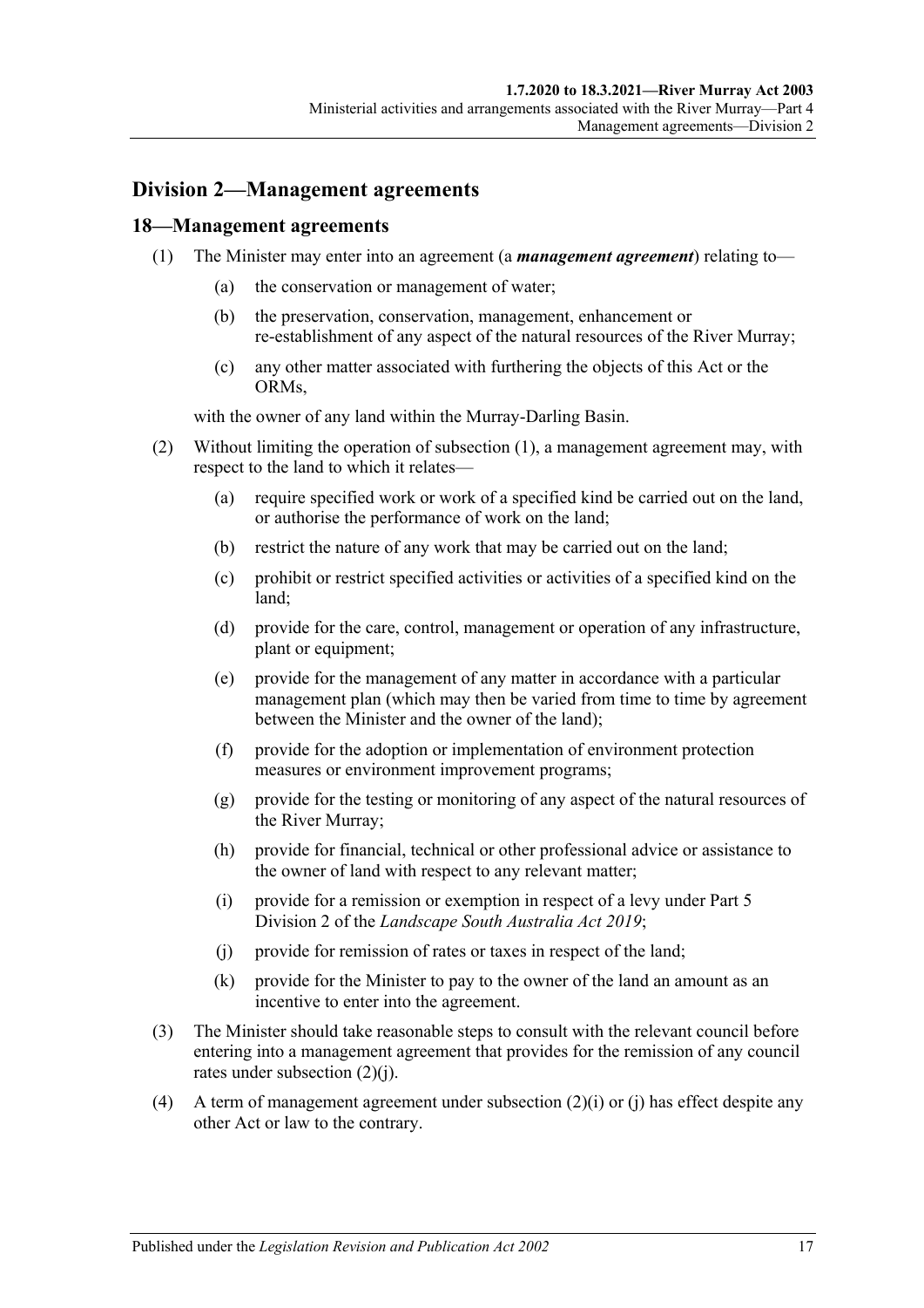## Division 2—Management agreements

### 18—Management agreements

(1) The Minister may enter into an agreement (a ***management agreement***) relating to—

    (a) the conservation or management of water;

    (b) the preservation, conservation, management, enhancement or re-establishment of any aspect of the natural resources of the River Murray;

    (c) any other matter associated with furthering the objects of this Act or the ORMs,

with the owner of any land within the Murray-Darling Basin.

(2) Without limiting the operation of subsection (1), a management agreement may, with respect to the land to which it relates—

    (a) require specified work or work of a specified kind be carried out on the land, or authorise the performance of work on the land;

    (b) restrict the nature of any work that may be carried out on the land;

    (c) prohibit or restrict specified activities or activities of a specified kind on the land;

    (d) provide for the care, control, management or operation of any infrastructure, plant or equipment;

    (e) provide for the management of any matter in accordance with a particular management plan (which may then be varied from time to time by agreement between the Minister and the owner of the land);

    (f) provide for the adoption or implementation of environment protection measures or environment improvement programs;

    (g) provide for the testing or monitoring of any aspect of the natural resources of the River Murray;

    (h) provide for financial, technical or other professional advice or assistance to the owner of land with respect to any relevant matter;

    (i) provide for a remission or exemption in respect of a levy under Part 5 Division 2 of the *Landscape South Australia Act 2019*;

    (j) provide for remission of rates or taxes in respect of the land;

    (k) provide for the Minister to pay to the owner of the land an amount as an incentive to enter into the agreement.

(3) The Minister should take reasonable steps to consult with the relevant council before entering into a management agreement that provides for the remission of any council rates under subsection (2)(j).

(4) A term of management agreement under subsection (2)(i) or (j) has effect despite any other Act or law to the contrary.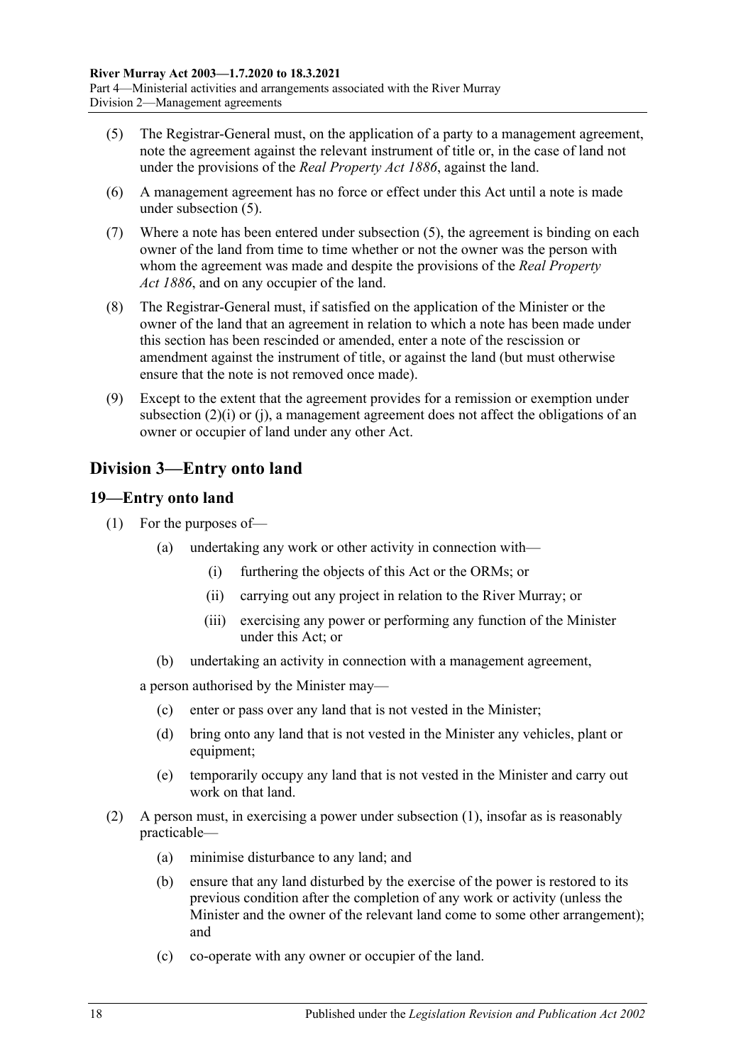(5) The Registrar-General must, on the application of a party to a management agreement, note the agreement against the relevant instrument of title or, in the case of land not under the provisions of the *Real Property Act 1886*, against the land.

(6) A management agreement has no force or effect under this Act until a note is made under subsection (5).

(7) Where a note has been entered under subsection (5), the agreement is binding on each owner of the land from time to time whether or not the owner was the person with whom the agreement was made and despite the provisions of the *Real Property Act 1886*, and on any occupier of the land.

(8) The Registrar-General must, if satisfied on the application of the Minister or the owner of the land that an agreement in relation to which a note has been made under this section has been rescinded or amended, enter a note of the rescission or amendment against the instrument of title, or against the land (but must otherwise ensure that the note is not removed once made).

(9) Except to the extent that the agreement provides for a remission or exemption under subsection (2)(i) or (j), a management agreement does not affect the obligations of an owner or occupier of land under any other Act.

## Division 3—Entry onto land

### 19—Entry onto land

(1) For the purposes of—

- (a) undertaking any work or other activity in connection with—
    - (i) furthering the objects of this Act or the ORMs; or
    - (ii) carrying out any project in relation to the River Murray; or
    - (iii) exercising any power or performing any function of the Minister under this Act; or
- (b) undertaking an activity in connection with a management agreement,

a person authorised by the Minister may—

- (c) enter or pass over any land that is not vested in the Minister;
- (d) bring onto any land that is not vested in the Minister any vehicles, plant or equipment;
- (e) temporarily occupy any land that is not vested in the Minister and carry out work on that land.

(2) A person must, in exercising a power under subsection (1), insofar as is reasonably practicable—

- (a) minimise disturbance to any land; and
- (b) ensure that any land disturbed by the exercise of the power is restored to its previous condition after the completion of any work or activity (unless the Minister and the owner of the relevant land come to some other arrangement); and
- (c) co-operate with any owner or occupier of the land.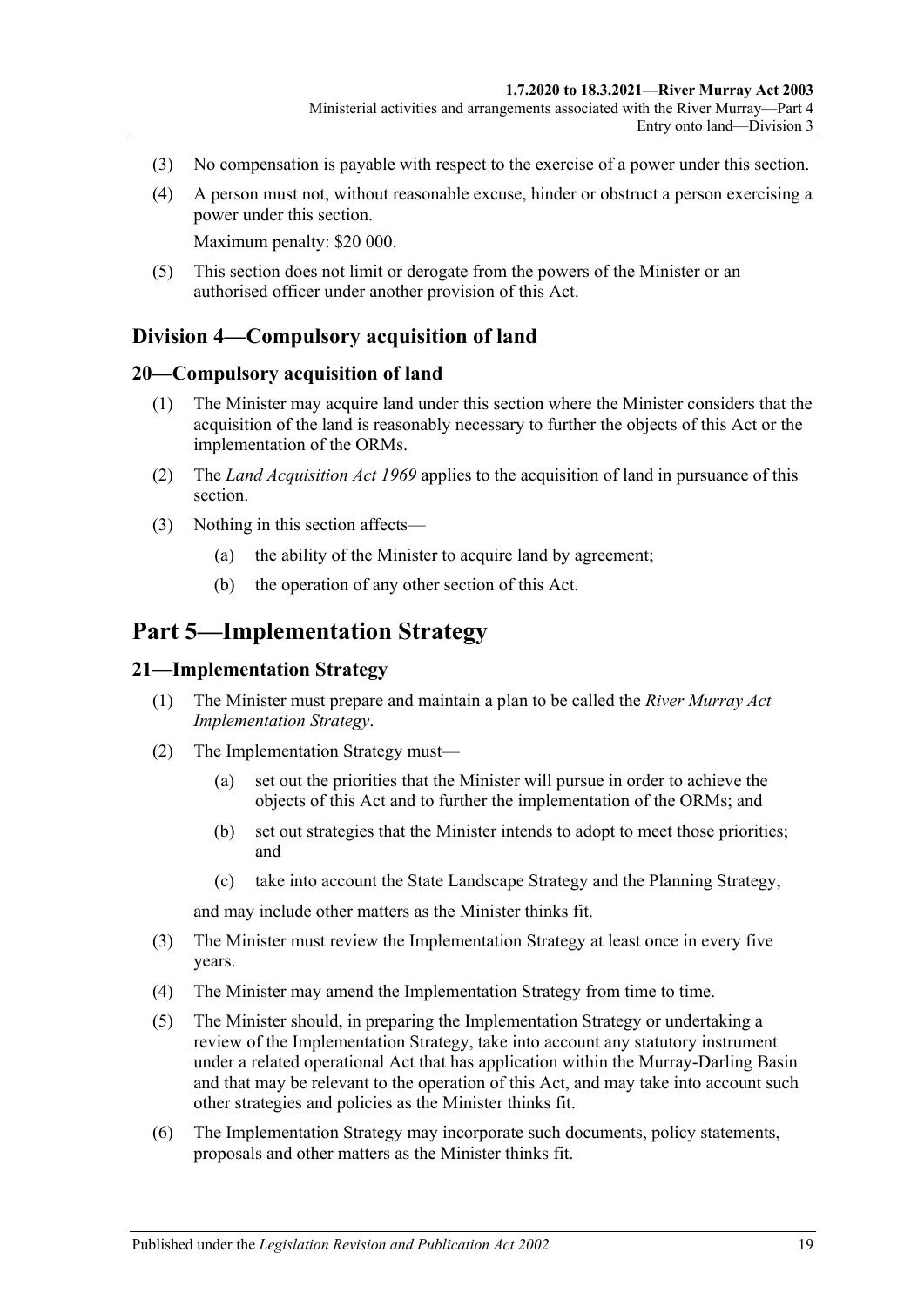(3) No compensation is payable with respect to the exercise of a power under this section.

(4) A person must not, without reasonable excuse, hinder or obstruct a person exercising a power under this section.

Maximum penalty: $20 000.

(5) This section does not limit or derogate from the powers of the Minister or an authorised officer under another provision of this Act.

## Division 4—Compulsory acquisition of land

### 20—Compulsory acquisition of land

(1) The Minister may acquire land under this section where the Minister considers that the acquisition of the land is reasonably necessary to further the objects of this Act or the implementation of the ORMs.

(2) The *Land Acquisition Act 1969* applies to the acquisition of land in pursuance of this section.

(3) Nothing in this section affects—

(a) the ability of the Minister to acquire land by agreement;

(b) the operation of any other section of this Act.

# Part 5—Implementation Strategy

### 21—Implementation Strategy

(1) The Minister must prepare and maintain a plan to be called the *River Murray Act Implementation Strategy*.

(2) The Implementation Strategy must—

(a) set out the priorities that the Minister will pursue in order to achieve the objects of this Act and to further the implementation of the ORMs; and

(b) set out strategies that the Minister intends to adopt to meet those priorities; and

(c) take into account the State Landscape Strategy and the Planning Strategy,

and may include other matters as the Minister thinks fit.

(3) The Minister must review the Implementation Strategy at least once in every five years.

(4) The Minister may amend the Implementation Strategy from time to time.

(5) The Minister should, in preparing the Implementation Strategy or undertaking a review of the Implementation Strategy, take into account any statutory instrument under a related operational Act that has application within the Murray-Darling Basin and that may be relevant to the operation of this Act, and may take into account such other strategies and policies as the Minister thinks fit.

(6) The Implementation Strategy may incorporate such documents, policy statements, proposals and other matters as the Minister thinks fit.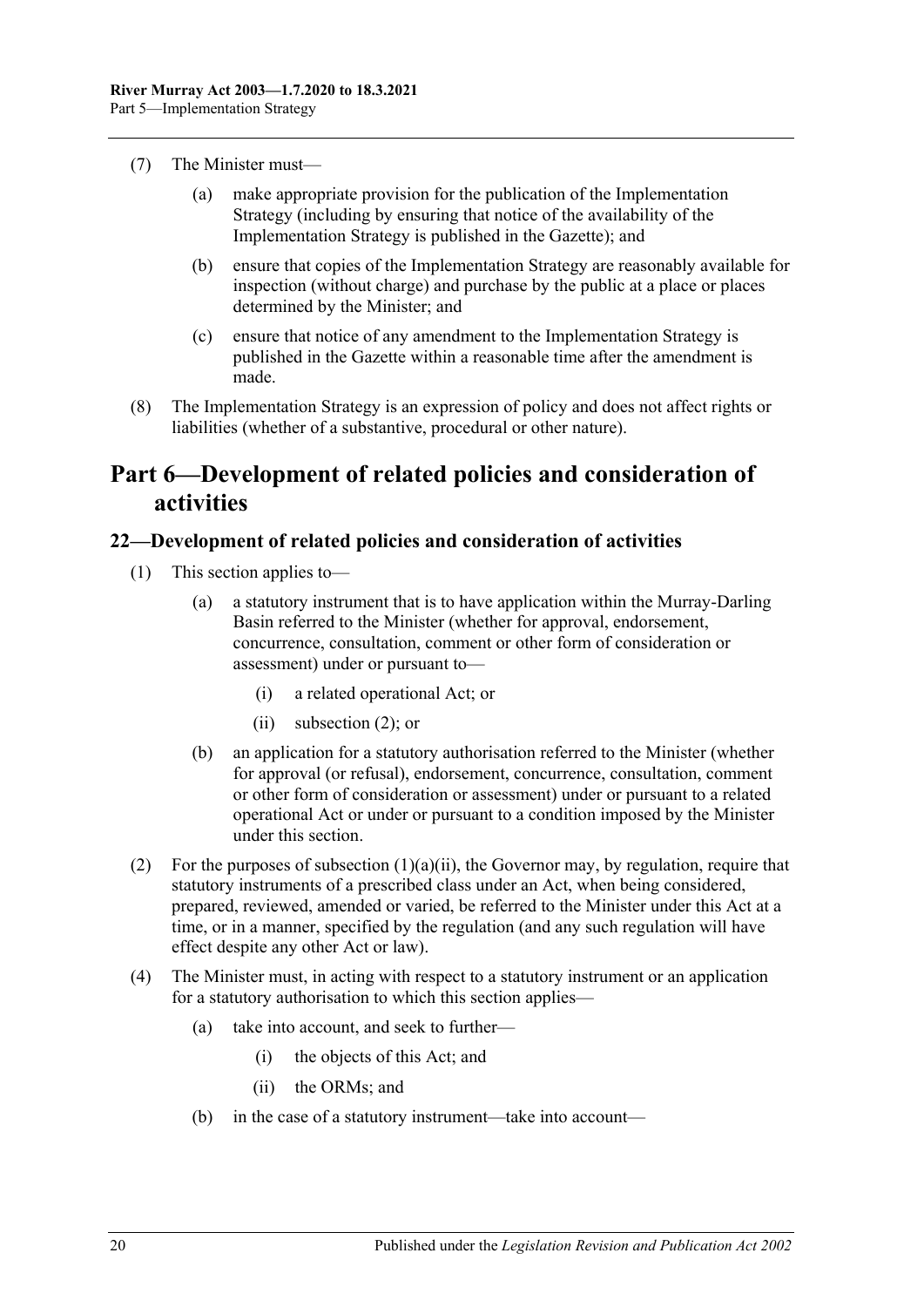(7) The Minister must—

(a) make appropriate provision for the publication of the Implementation Strategy (including by ensuring that notice of the availability of the Implementation Strategy is published in the Gazette); and

(b) ensure that copies of the Implementation Strategy are reasonably available for inspection (without charge) and purchase by the public at a place or places determined by the Minister; and

(c) ensure that notice of any amendment to the Implementation Strategy is published in the Gazette within a reasonable time after the amendment is made.

(8) The Implementation Strategy is an expression of policy and does not affect rights or liabilities (whether of a substantive, procedural or other nature).

# Part 6—Development of related policies and consideration of activities

## 22—Development of related policies and consideration of activities

(1) This section applies to—

(a) a statutory instrument that is to have application within the Murray-Darling Basin referred to the Minister (whether for approval, endorsement, concurrence, consultation, comment or other form of consideration or assessment) under or pursuant to—

(i) a related operational Act; or

(ii) subsection (2); or

(b) an application for a statutory authorisation referred to the Minister (whether for approval (or refusal), endorsement, concurrence, consultation, comment or other form of consideration or assessment) under or pursuant to a related operational Act or under or pursuant to a condition imposed by the Minister under this section.

(2) For the purposes of subsection (1)(a)(ii), the Governor may, by regulation, require that statutory instruments of a prescribed class under an Act, when being considered, prepared, reviewed, amended or varied, be referred to the Minister under this Act at a time, or in a manner, specified by the regulation (and any such regulation will have effect despite any other Act or law).

(4) The Minister must, in acting with respect to a statutory instrument or an application for a statutory authorisation to which this section applies—

(a) take into account, and seek to further—

(i) the objects of this Act; and

(ii) the ORMs; and

(b) in the case of a statutory instrument—take into account—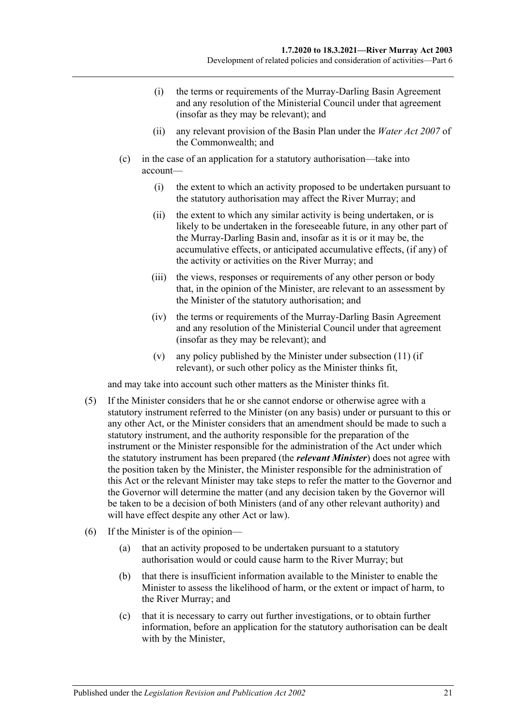(i) the terms or requirements of the Murray-Darling Basin Agreement and any resolution of the Ministerial Council under that agreement (insofar as they may be relevant); and

(ii) any relevant provision of the Basin Plan under the *Water Act 2007* of the Commonwealth; and

(c) in the case of an application for a statutory authorisation—take into account—

(i) the extent to which an activity proposed to be undertaken pursuant to the statutory authorisation may affect the River Murray; and

(ii) the extent to which any similar activity is being undertaken, or is likely to be undertaken in the foreseeable future, in any other part of the Murray-Darling Basin and, insofar as it is or it may be, the accumulative effects, or anticipated accumulative effects, (if any) of the activity or activities on the River Murray; and

(iii) the views, responses or requirements of any other person or body that, in the opinion of the Minister, are relevant to an assessment by the Minister of the statutory authorisation; and

(iv) the terms or requirements of the Murray-Darling Basin Agreement and any resolution of the Ministerial Council under that agreement (insofar as they may be relevant); and

(v) any policy published by the Minister under subsection (11) (if relevant), or such other policy as the Minister thinks fit,

and may take into account such other matters as the Minister thinks fit.

(5) If the Minister considers that he or she cannot endorse or otherwise agree with a statutory instrument referred to the Minister (on any basis) under or pursuant to this or any other Act, or the Minister considers that an amendment should be made to such a statutory instrument, and the authority responsible for the preparation of the instrument or the Minister responsible for the administration of the Act under which the statutory instrument has been prepared (the ***relevant Minister***) does not agree with the position taken by the Minister, the Minister responsible for the administration of this Act or the relevant Minister may take steps to refer the matter to the Governor and the Governor will determine the matter (and any decision taken by the Governor will be taken to be a decision of both Ministers (and of any other relevant authority) and will have effect despite any other Act or law).

(6) If the Minister is of the opinion—

(a) that an activity proposed to be undertaken pursuant to a statutory authorisation would or could cause harm to the River Murray; but

(b) that there is insufficient information available to the Minister to enable the Minister to assess the likelihood of harm, or the extent or impact of harm, to the River Murray; and

(c) that it is necessary to carry out further investigations, or to obtain further information, before an application for the statutory authorisation can be dealt with by the Minister,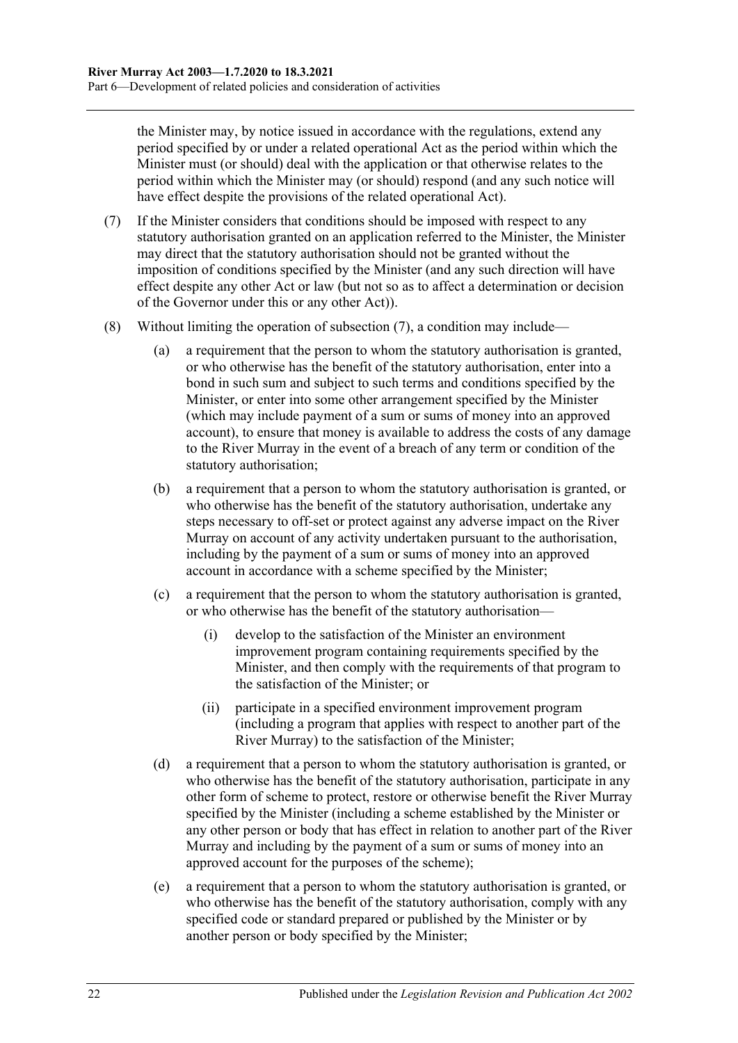the Minister may, by notice issued in accordance with the regulations, extend any period specified by or under a related operational Act as the period within which the Minister must (or should) deal with the application or that otherwise relates to the period within which the Minister may (or should) respond (and any such notice will have effect despite the provisions of the related operational Act).

(7) If the Minister considers that conditions should be imposed with respect to any statutory authorisation granted on an application referred to the Minister, the Minister may direct that the statutory authorisation should not be granted without the imposition of conditions specified by the Minister (and any such direction will have effect despite any other Act or law (but not so as to affect a determination or decision of the Governor under this or any other Act)).

(8) Without limiting the operation of subsection (7), a condition may include—

(a) a requirement that the person to whom the statutory authorisation is granted, or who otherwise has the benefit of the statutory authorisation, enter into a bond in such sum and subject to such terms and conditions specified by the Minister, or enter into some other arrangement specified by the Minister (which may include payment of a sum or sums of money into an approved account), to ensure that money is available to address the costs of any damage to the River Murray in the event of a breach of any term or condition of the statutory authorisation;

(b) a requirement that a person to whom the statutory authorisation is granted, or who otherwise has the benefit of the statutory authorisation, undertake any steps necessary to off-set or protect against any adverse impact on the River Murray on account of any activity undertaken pursuant to the authorisation, including by the payment of a sum or sums of money into an approved account in accordance with a scheme specified by the Minister;

(c) a requirement that the person to whom the statutory authorisation is granted, or who otherwise has the benefit of the statutory authorisation—

(i) develop to the satisfaction of the Minister an environment improvement program containing requirements specified by the Minister, and then comply with the requirements of that program to the satisfaction of the Minister; or

(ii) participate in a specified environment improvement program (including a program that applies with respect to another part of the River Murray) to the satisfaction of the Minister;

(d) a requirement that a person to whom the statutory authorisation is granted, or who otherwise has the benefit of the statutory authorisation, participate in any other form of scheme to protect, restore or otherwise benefit the River Murray specified by the Minister (including a scheme established by the Minister or any other person or body that has effect in relation to another part of the River Murray and including by the payment of a sum or sums of money into an approved account for the purposes of the scheme);

(e) a requirement that a person to whom the statutory authorisation is granted, or who otherwise has the benefit of the statutory authorisation, comply with any specified code or standard prepared or published by the Minister or by another person or body specified by the Minister;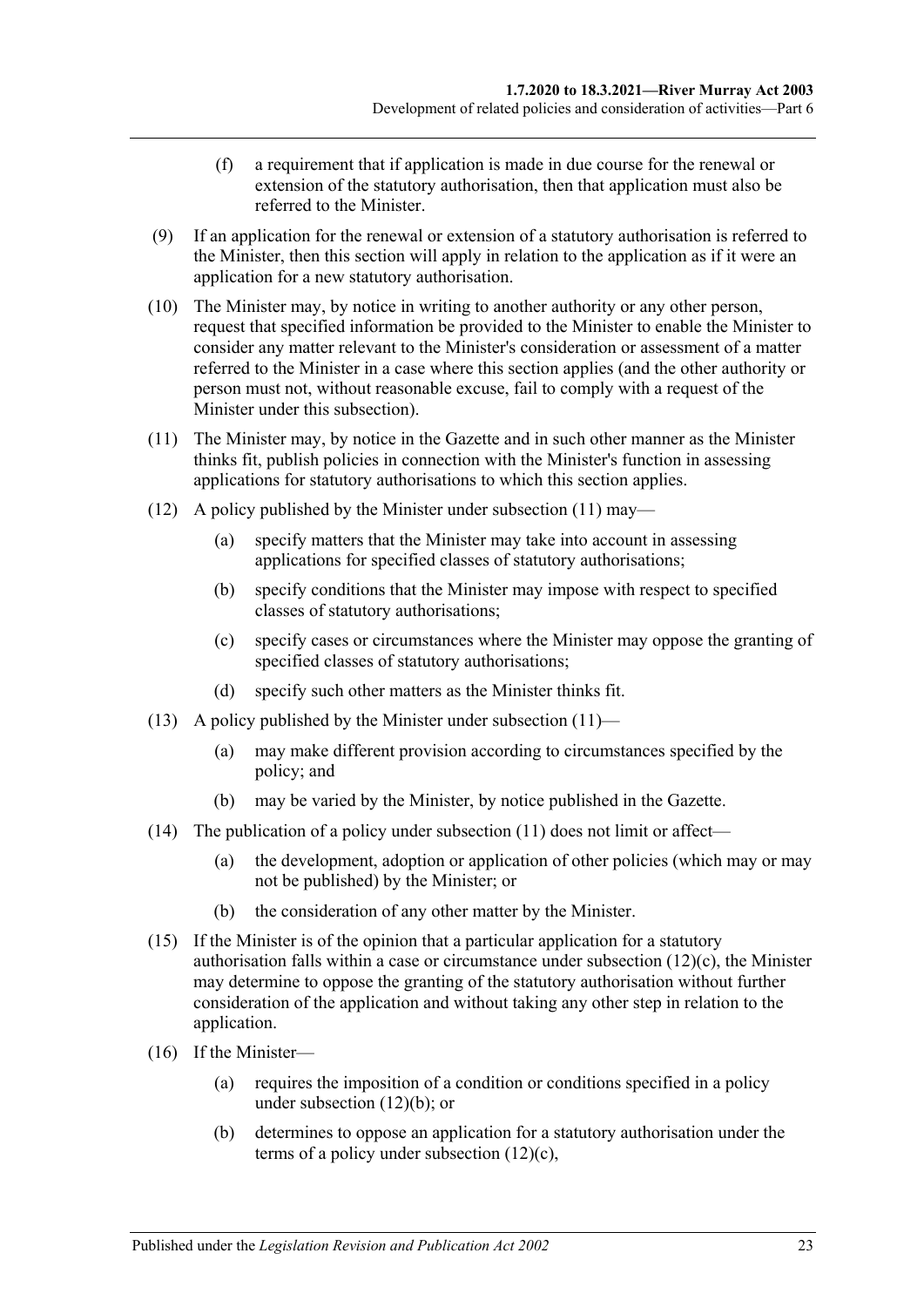(f) a requirement that if application is made in due course for the renewal or extension of the statutory authorisation, then that application must also be referred to the Minister.

(9) If an application for the renewal or extension of a statutory authorisation is referred to the Minister, then this section will apply in relation to the application as if it were an application for a new statutory authorisation.

(10) The Minister may, by notice in writing to another authority or any other person, request that specified information be provided to the Minister to enable the Minister to consider any matter relevant to the Minister's consideration or assessment of a matter referred to the Minister in a case where this section applies (and the other authority or person must not, without reasonable excuse, fail to comply with a request of the Minister under this subsection).

(11) The Minister may, by notice in the Gazette and in such other manner as the Minister thinks fit, publish policies in connection with the Minister's function in assessing applications for statutory authorisations to which this section applies.

(12) A policy published by the Minister under subsection (11) may—

(a) specify matters that the Minister may take into account in assessing applications for specified classes of statutory authorisations;

(b) specify conditions that the Minister may impose with respect to specified classes of statutory authorisations;

(c) specify cases or circumstances where the Minister may oppose the granting of specified classes of statutory authorisations;

(d) specify such other matters as the Minister thinks fit.

(13) A policy published by the Minister under subsection (11)—

(a) may make different provision according to circumstances specified by the policy; and

(b) may be varied by the Minister, by notice published in the Gazette.

(14) The publication of a policy under subsection (11) does not limit or affect—

(a) the development, adoption or application of other policies (which may or may not be published) by the Minister; or

(b) the consideration of any other matter by the Minister.

(15) If the Minister is of the opinion that a particular application for a statutory authorisation falls within a case or circumstance under subsection (12)(c), the Minister may determine to oppose the granting of the statutory authorisation without further consideration of the application and without taking any other step in relation to the application.

(16) If the Minister—

(a) requires the imposition of a condition or conditions specified in a policy under subsection (12)(b); or

(b) determines to oppose an application for a statutory authorisation under the terms of a policy under subsection (12)(c),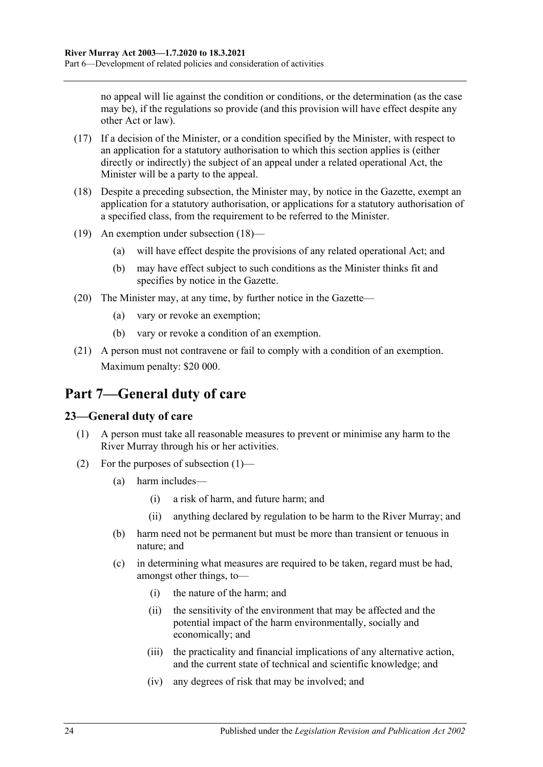no appeal will lie against the condition or conditions, or the determination (as the case may be), if the regulations so provide (and this provision will have effect despite any other Act or law).

(17) If a decision of the Minister, or a condition specified by the Minister, with respect to an application for a statutory authorisation to which this section applies is (either directly or indirectly) the subject of an appeal under a related operational Act, the Minister will be a party to the appeal.

(18) Despite a preceding subsection, the Minister may, by notice in the Gazette, exempt an application for a statutory authorisation, or applications for a statutory authorisation of a specified class, from the requirement to be referred to the Minister.

(19) An exemption under subsection (18)—

- (a) will have effect despite the provisions of any related operational Act; and
- (b) may have effect subject to such conditions as the Minister thinks fit and specifies by notice in the Gazette.

(20) The Minister may, at any time, by further notice in the Gazette—

- (a) vary or revoke an exemption;
- (b) vary or revoke a condition of an exemption.

(21) A person must not contravene or fail to comply with a condition of an exemption.

Maximum penalty: $20 000.

# Part 7—General duty of care

## 23—General duty of care

(1) A person must take all reasonable measures to prevent or minimise any harm to the River Murray through his or her activities.

(2) For the purposes of subsection (1)—

- (a) harm includes—
  - (i) a risk of harm, and future harm; and
  - (ii) anything declared by regulation to be harm to the River Murray; and
- (b) harm need not be permanent but must be more than transient or tenuous in nature; and
- (c) in determining what measures are required to be taken, regard must be had, amongst other things, to—
  - (i) the nature of the harm; and
  - (ii) the sensitivity of the environment that may be affected and the potential impact of the harm environmentally, socially and economically; and
  - (iii) the practicality and financial implications of any alternative action, and the current state of technical and scientific knowledge; and
  - (iv) any degrees of risk that may be involved; and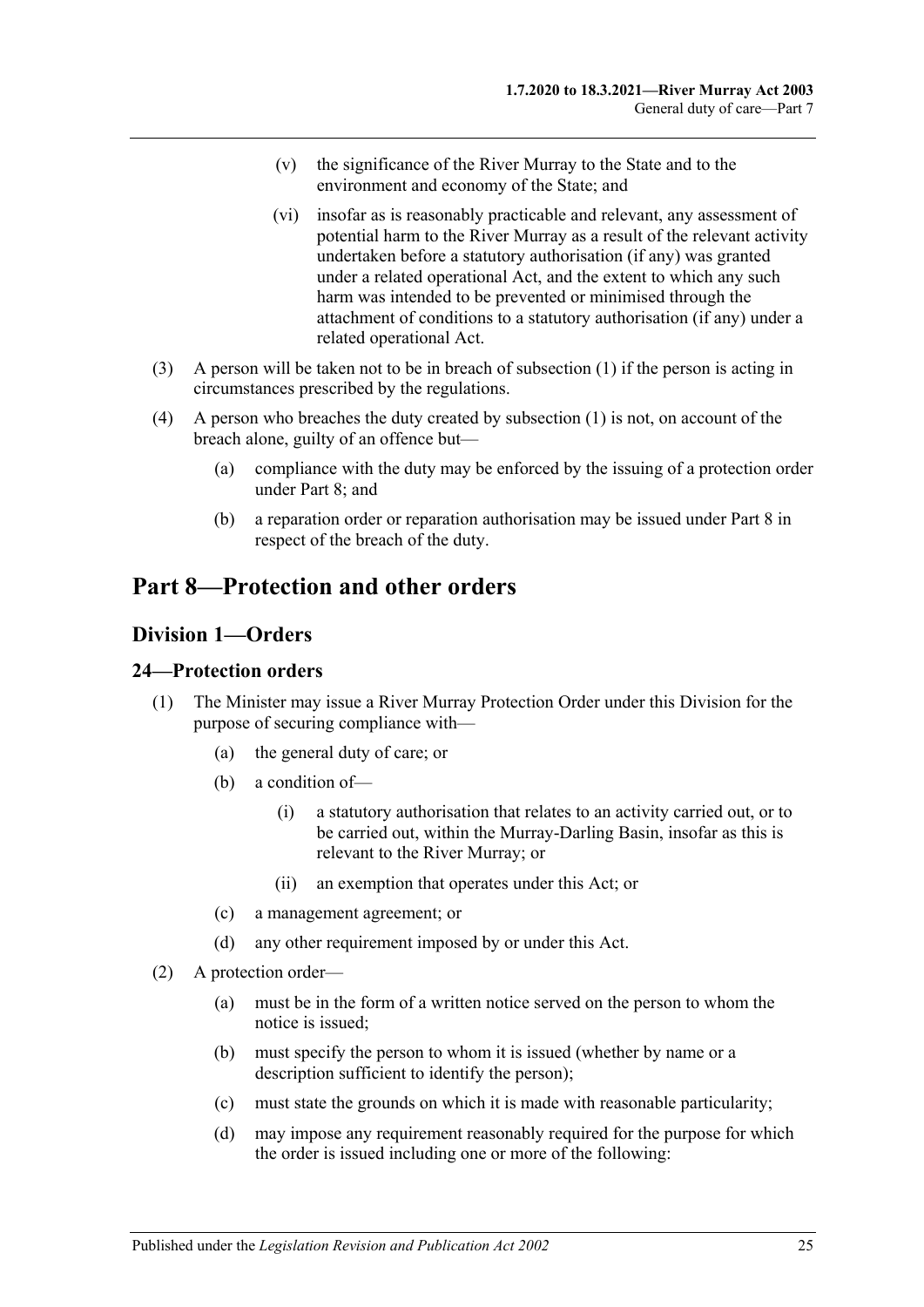(v) the significance of the River Murray to the State and to the environment and economy of the State; and

(vi) insofar as is reasonably practicable and relevant, any assessment of potential harm to the River Murray as a result of the relevant activity undertaken before a statutory authorisation (if any) was granted under a related operational Act, and the extent to which any such harm was intended to be prevented or minimised through the attachment of conditions to a statutory authorisation (if any) under a related operational Act.

(3) A person will be taken not to be in breach of subsection (1) if the person is acting in circumstances prescribed by the regulations.

(4) A person who breaches the duty created by subsection (1) is not, on account of the breach alone, guilty of an offence but—

(a) compliance with the duty may be enforced by the issuing of a protection order under Part 8; and

(b) a reparation order or reparation authorisation may be issued under Part 8 in respect of the breach of the duty.

# Part 8—Protection and other orders

## Division 1—Orders

### 24—Protection orders

(1) The Minister may issue a River Murray Protection Order under this Division for the purpose of securing compliance with—

(a) the general duty of care; or

(b) a condition of—

(i) a statutory authorisation that relates to an activity carried out, or to be carried out, within the Murray-Darling Basin, insofar as this is relevant to the River Murray; or

(ii) an exemption that operates under this Act; or

(c) a management agreement; or

(d) any other requirement imposed by or under this Act.

(2) A protection order—

(a) must be in the form of a written notice served on the person to whom the notice is issued;

(b) must specify the person to whom it is issued (whether by name or a description sufficient to identify the person);

(c) must state the grounds on which it is made with reasonable particularity;

(d) may impose any requirement reasonably required for the purpose for which the order is issued including one or more of the following: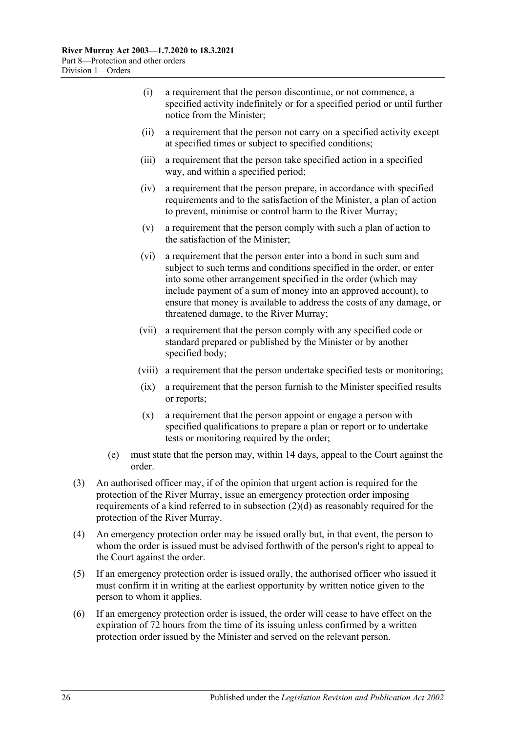- (i) a requirement that the person discontinue, or not commence, a specified activity indefinitely or for a specified period or until further notice from the Minister;
- (ii) a requirement that the person not carry on a specified activity except at specified times or subject to specified conditions;
- (iii) a requirement that the person take specified action in a specified way, and within a specified period;
- (iv) a requirement that the person prepare, in accordance with specified requirements and to the satisfaction of the Minister, a plan of action to prevent, minimise or control harm to the River Murray;
- (v) a requirement that the person comply with such a plan of action to the satisfaction of the Minister;
- (vi) a requirement that the person enter into a bond in such sum and subject to such terms and conditions specified in the order, or enter into some other arrangement specified in the order (which may include payment of a sum of money into an approved account), to ensure that money is available to address the costs of any damage, or threatened damage, to the River Murray;
- (vii) a requirement that the person comply with any specified code or standard prepared or published by the Minister or by another specified body;
- (viii) a requirement that the person undertake specified tests or monitoring;
- (ix) a requirement that the person furnish to the Minister specified results or reports;
- (x) a requirement that the person appoint or engage a person with specified qualifications to prepare a plan or report or to undertake tests or monitoring required by the order;

(e) must state that the person may, within 14 days, appeal to the Court against the order.

(3) An authorised officer may, if of the opinion that urgent action is required for the protection of the River Murray, issue an emergency protection order imposing requirements of a kind referred to in subsection (2)(d) as reasonably required for the protection of the River Murray.

(4) An emergency protection order may be issued orally but, in that event, the person to whom the order is issued must be advised forthwith of the person's right to appeal to the Court against the order.

(5) If an emergency protection order is issued orally, the authorised officer who issued it must confirm it in writing at the earliest opportunity by written notice given to the person to whom it applies.

(6) If an emergency protection order is issued, the order will cease to have effect on the expiration of 72 hours from the time of its issuing unless confirmed by a written protection order issued by the Minister and served on the relevant person.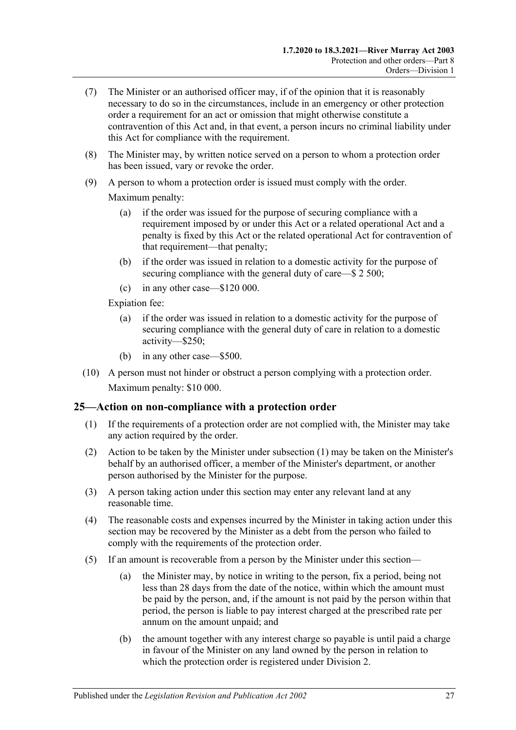(7) The Minister or an authorised officer may, if of the opinion that it is reasonably necessary to do so in the circumstances, include in an emergency or other protection order a requirement for an act or omission that might otherwise constitute a contravention of this Act and, in that event, a person incurs no criminal liability under this Act for compliance with the requirement.

(8) The Minister may, by written notice served on a person to whom a protection order has been issued, vary or revoke the order.

(9) A person to whom a protection order is issued must comply with the order.

Maximum penalty:

- (a) if the order was issued for the purpose of securing compliance with a requirement imposed by or under this Act or a related operational Act and a penalty is fixed by this Act or the related operational Act for contravention of that requirement—that penalty;
- (b) if the order was issued in relation to a domestic activity for the purpose of securing compliance with the general duty of care—$ 2 500;
- (c) in any other case—$120 000.

Expiation fee:

- (a) if the order was issued in relation to a domestic activity for the purpose of securing compliance with the general duty of care in relation to a domestic activity—$250;
- (b) in any other case—$500.

(10) A person must not hinder or obstruct a person complying with a protection order.

Maximum penalty: $10 000.

## 25—Action on non-compliance with a protection order

(1) If the requirements of a protection order are not complied with, the Minister may take any action required by the order.

(2) Action to be taken by the Minister under subsection (1) may be taken on the Minister's behalf by an authorised officer, a member of the Minister's department, or another person authorised by the Minister for the purpose.

(3) A person taking action under this section may enter any relevant land at any reasonable time.

(4) The reasonable costs and expenses incurred by the Minister in taking action under this section may be recovered by the Minister as a debt from the person who failed to comply with the requirements of the protection order.

(5) If an amount is recoverable from a person by the Minister under this section—

- (a) the Minister may, by notice in writing to the person, fix a period, being not less than 28 days from the date of the notice, within which the amount must be paid by the person, and, if the amount is not paid by the person within that period, the person is liable to pay interest charged at the prescribed rate per annum on the amount unpaid; and
- (b) the amount together with any interest charge so payable is until paid a charge in favour of the Minister on any land owned by the person in relation to which the protection order is registered under Division 2.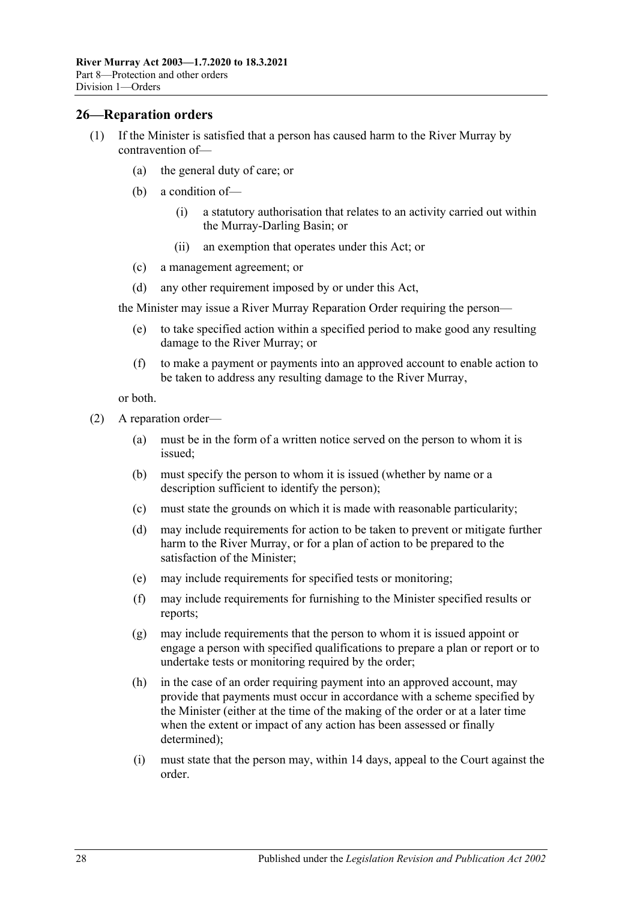## 26—Reparation orders

(1) If the Minister is satisfied that a person has caused harm to the River Murray by contravention of—

(a) the general duty of care; or

(b) a condition of—

(i) a statutory authorisation that relates to an activity carried out within the Murray-Darling Basin; or

(ii) an exemption that operates under this Act; or

(c) a management agreement; or

(d) any other requirement imposed by or under this Act,

the Minister may issue a River Murray Reparation Order requiring the person—

(e) to take specified action within a specified period to make good any resulting damage to the River Murray; or

(f) to make a payment or payments into an approved account to enable action to be taken to address any resulting damage to the River Murray,

or both.

(2) A reparation order—

(a) must be in the form of a written notice served on the person to whom it is issued;

(b) must specify the person to whom it is issued (whether by name or a description sufficient to identify the person);

(c) must state the grounds on which it is made with reasonable particularity;

(d) may include requirements for action to be taken to prevent or mitigate further harm to the River Murray, or for a plan of action to be prepared to the satisfaction of the Minister;

(e) may include requirements for specified tests or monitoring;

(f) may include requirements for furnishing to the Minister specified results or reports;

(g) may include requirements that the person to whom it is issued appoint or engage a person with specified qualifications to prepare a plan or report or to undertake tests or monitoring required by the order;

(h) in the case of an order requiring payment into an approved account, may provide that payments must occur in accordance with a scheme specified by the Minister (either at the time of the making of the order or at a later time when the extent or impact of any action has been assessed or finally determined);

(i) must state that the person may, within 14 days, appeal to the Court against the order.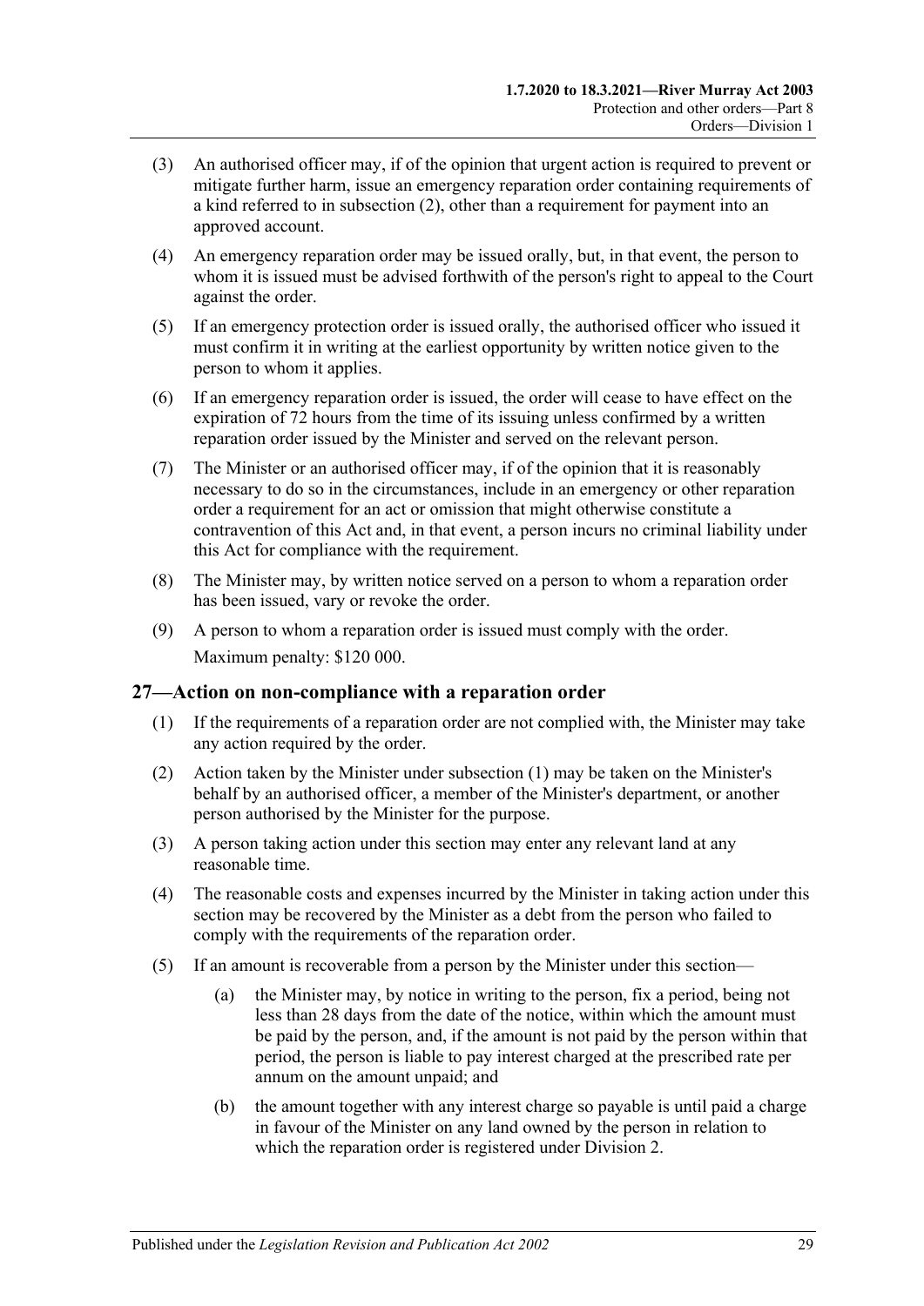(3) An authorised officer may, if of the opinion that urgent action is required to prevent or mitigate further harm, issue an emergency reparation order containing requirements of a kind referred to in subsection (2), other than a requirement for payment into an approved account.

(4) An emergency reparation order may be issued orally, but, in that event, the person to whom it is issued must be advised forthwith of the person's right to appeal to the Court against the order.

(5) If an emergency protection order is issued orally, the authorised officer who issued it must confirm it in writing at the earliest opportunity by written notice given to the person to whom it applies.

(6) If an emergency reparation order is issued, the order will cease to have effect on the expiration of 72 hours from the time of its issuing unless confirmed by a written reparation order issued by the Minister and served on the relevant person.

(7) The Minister or an authorised officer may, if of the opinion that it is reasonably necessary to do so in the circumstances, include in an emergency or other reparation order a requirement for an act or omission that might otherwise constitute a contravention of this Act and, in that event, a person incurs no criminal liability under this Act for compliance with the requirement.

(8) The Minister may, by written notice served on a person to whom a reparation order has been issued, vary or revoke the order.

(9) A person to whom a reparation order is issued must comply with the order.

Maximum penalty: $120 000.

## 27—Action on non-compliance with a reparation order

(1) If the requirements of a reparation order are not complied with, the Minister may take any action required by the order.

(2) Action taken by the Minister under subsection (1) may be taken on the Minister's behalf by an authorised officer, a member of the Minister's department, or another person authorised by the Minister for the purpose.

(3) A person taking action under this section may enter any relevant land at any reasonable time.

(4) The reasonable costs and expenses incurred by the Minister in taking action under this section may be recovered by the Minister as a debt from the person who failed to comply with the requirements of the reparation order.

(5) If an amount is recoverable from a person by the Minister under this section—

(a) the Minister may, by notice in writing to the person, fix a period, being not less than 28 days from the date of the notice, within which the amount must be paid by the person, and, if the amount is not paid by the person within that period, the person is liable to pay interest charged at the prescribed rate per annum on the amount unpaid; and

(b) the amount together with any interest charge so payable is until paid a charge in favour of the Minister on any land owned by the person in relation to which the reparation order is registered under Division 2.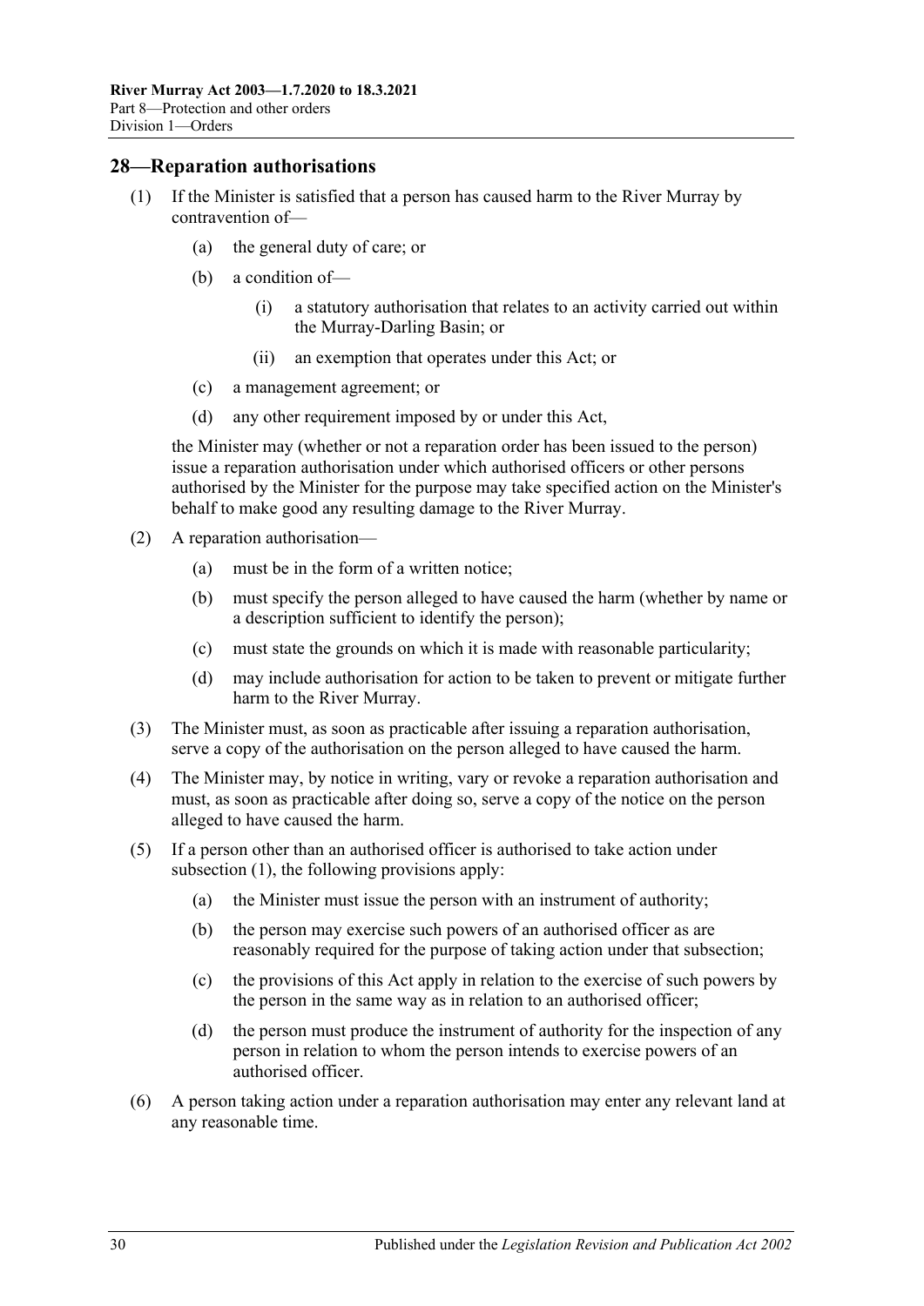## 28—Reparation authorisations

(1) If the Minister is satisfied that a person has caused harm to the River Murray by contravention of—

  (a) the general duty of care; or

  (b) a condition of—

    (i) a statutory authorisation that relates to an activity carried out within the Murray-Darling Basin; or

    (ii) an exemption that operates under this Act; or

  (c) a management agreement; or

  (d) any other requirement imposed by or under this Act,

the Minister may (whether or not a reparation order has been issued to the person) issue a reparation authorisation under which authorised officers or other persons authorised by the Minister for the purpose may take specified action on the Minister's behalf to make good any resulting damage to the River Murray.

(2) A reparation authorisation—

  (a) must be in the form of a written notice;

  (b) must specify the person alleged to have caused the harm (whether by name or a description sufficient to identify the person);

  (c) must state the grounds on which it is made with reasonable particularity;

  (d) may include authorisation for action to be taken to prevent or mitigate further harm to the River Murray.

(3) The Minister must, as soon as practicable after issuing a reparation authorisation, serve a copy of the authorisation on the person alleged to have caused the harm.

(4) The Minister may, by notice in writing, vary or revoke a reparation authorisation and must, as soon as practicable after doing so, serve a copy of the notice on the person alleged to have caused the harm.

(5) If a person other than an authorised officer is authorised to take action under subsection (1), the following provisions apply:

  (a) the Minister must issue the person with an instrument of authority;

  (b) the person may exercise such powers of an authorised officer as are reasonably required for the purpose of taking action under that subsection;

  (c) the provisions of this Act apply in relation to the exercise of such powers by the person in the same way as in relation to an authorised officer;

  (d) the person must produce the instrument of authority for the inspection of any person in relation to whom the person intends to exercise powers of an authorised officer.

(6) A person taking action under a reparation authorisation may enter any relevant land at any reasonable time.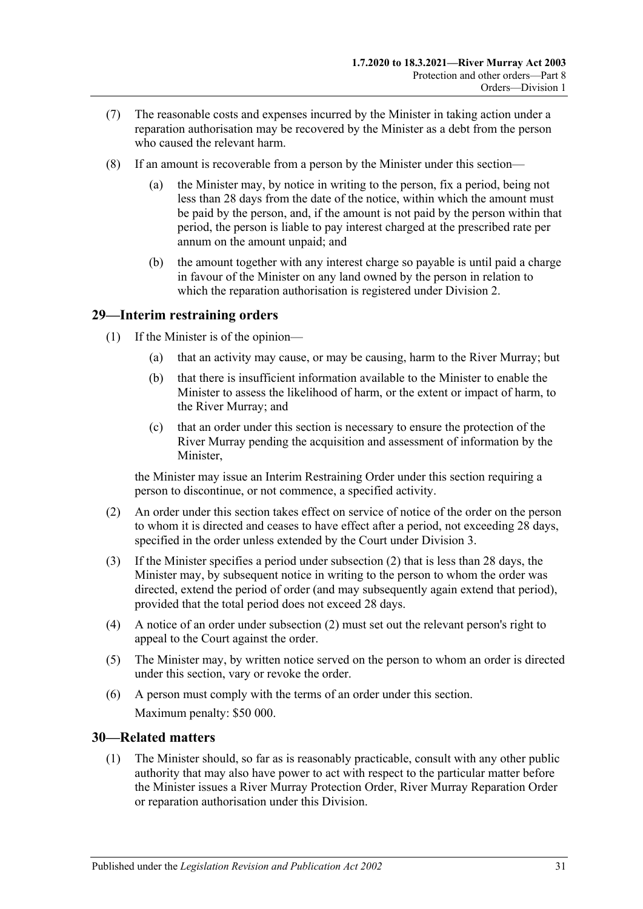(7) The reasonable costs and expenses incurred by the Minister in taking action under a reparation authorisation may be recovered by the Minister as a debt from the person who caused the relevant harm.

(8) If an amount is recoverable from a person by the Minister under this section—

(a) the Minister may, by notice in writing to the person, fix a period, being not less than 28 days from the date of the notice, within which the amount must be paid by the person, and, if the amount is not paid by the person within that period, the person is liable to pay interest charged at the prescribed rate per annum on the amount unpaid; and

(b) the amount together with any interest charge so payable is until paid a charge in favour of the Minister on any land owned by the person in relation to which the reparation authorisation is registered under Division 2.

## 29—Interim restraining orders

(1) If the Minister is of the opinion—

(a) that an activity may cause, or may be causing, harm to the River Murray; but

(b) that there is insufficient information available to the Minister to enable the Minister to assess the likelihood of harm, or the extent or impact of harm, to the River Murray; and

(c) that an order under this section is necessary to ensure the protection of the River Murray pending the acquisition and assessment of information by the Minister,

the Minister may issue an Interim Restraining Order under this section requiring a person to discontinue, or not commence, a specified activity.

(2) An order under this section takes effect on service of notice of the order on the person to whom it is directed and ceases to have effect after a period, not exceeding 28 days, specified in the order unless extended by the Court under Division 3.

(3) If the Minister specifies a period under subsection (2) that is less than 28 days, the Minister may, by subsequent notice in writing to the person to whom the order was directed, extend the period of order (and may subsequently again extend that period), provided that the total period does not exceed 28 days.

(4) A notice of an order under subsection (2) must set out the relevant person's right to appeal to the Court against the order.

(5) The Minister may, by written notice served on the person to whom an order is directed under this section, vary or revoke the order.

(6) A person must comply with the terms of an order under this section.

Maximum penalty: $50 000.

## 30—Related matters

(1) The Minister should, so far as is reasonably practicable, consult with any other public authority that may also have power to act with respect to the particular matter before the Minister issues a River Murray Protection Order, River Murray Reparation Order or reparation authorisation under this Division.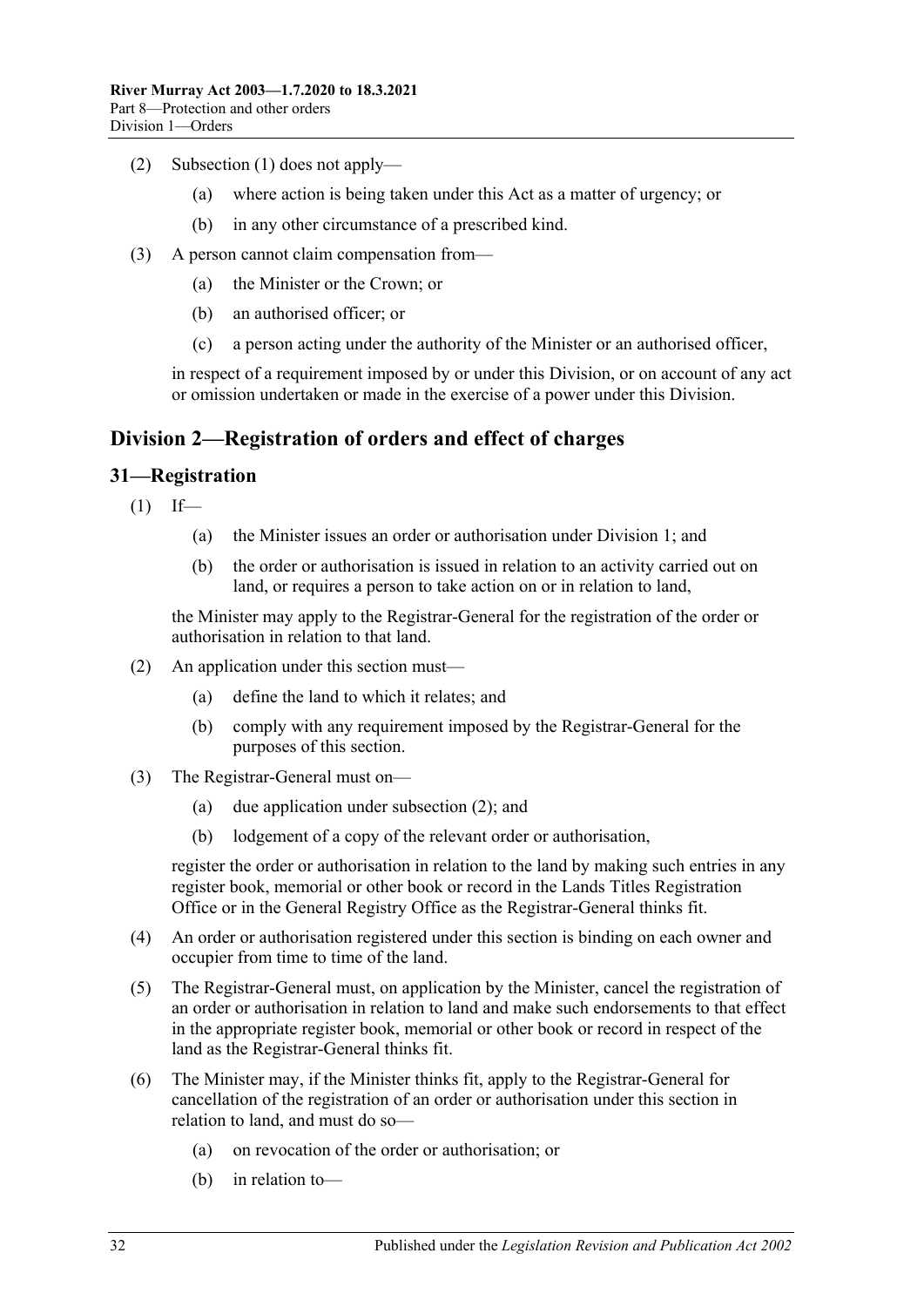(2) Subsection (1) does not apply—

(a) where action is being taken under this Act as a matter of urgency; or

(b) in any other circumstance of a prescribed kind.

(3) A person cannot claim compensation from—

(a) the Minister or the Crown; or

(b) an authorised officer; or

(c) a person acting under the authority of the Minister or an authorised officer,

in respect of a requirement imposed by or under this Division, or on account of any act or omission undertaken or made in the exercise of a power under this Division.

## Division 2—Registration of orders and effect of charges

### 31—Registration

(1) If—

(a) the Minister issues an order or authorisation under Division 1; and

(b) the order or authorisation is issued in relation to an activity carried out on land, or requires a person to take action on or in relation to land,

the Minister may apply to the Registrar-General for the registration of the order or authorisation in relation to that land.

(2) An application under this section must—

(a) define the land to which it relates; and

(b) comply with any requirement imposed by the Registrar-General for the purposes of this section.

(3) The Registrar-General must on—

(a) due application under subsection (2); and

(b) lodgement of a copy of the relevant order or authorisation,

register the order or authorisation in relation to the land by making such entries in any register book, memorial or other book or record in the Lands Titles Registration Office or in the General Registry Office as the Registrar-General thinks fit.

(4) An order or authorisation registered under this section is binding on each owner and occupier from time to time of the land.

(5) The Registrar-General must, on application by the Minister, cancel the registration of an order or authorisation in relation to land and make such endorsements to that effect in the appropriate register book, memorial or other book or record in respect of the land as the Registrar-General thinks fit.

(6) The Minister may, if the Minister thinks fit, apply to the Registrar-General for cancellation of the registration of an order or authorisation under this section in relation to land, and must do so—

(a) on revocation of the order or authorisation; or

(b) in relation to—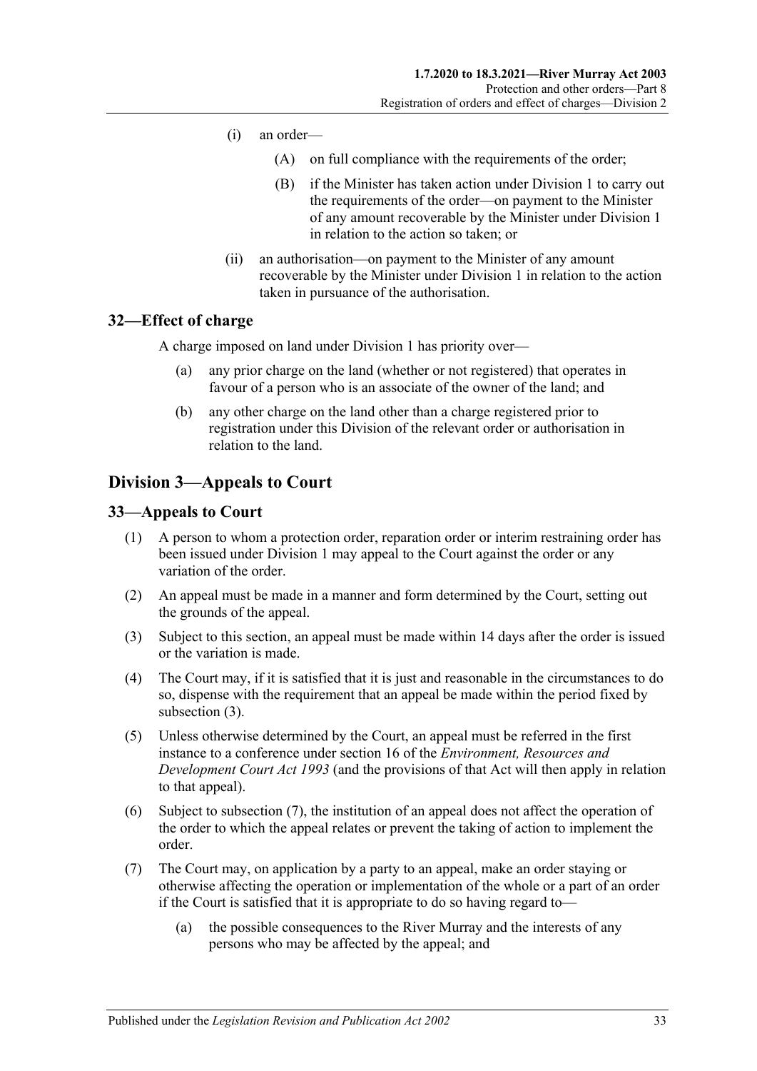- (i) an order—
  - (A) on full compliance with the requirements of the order;
  - (B) if the Minister has taken action under Division 1 to carry out the requirements of the order—on payment to the Minister of any amount recoverable by the Minister under Division 1 in relation to the action so taken; or
- (ii) an authorisation—on payment to the Minister of any amount recoverable by the Minister under Division 1 in relation to the action taken in pursuance of the authorisation.

## 32—Effect of charge

A charge imposed on land under Division 1 has priority over—

- (a) any prior charge on the land (whether or not registered) that operates in favour of a person who is an associate of the owner of the land; and
- (b) any other charge on the land other than a charge registered prior to registration under this Division of the relevant order or authorisation in relation to the land.

# Division 3—Appeals to Court

## 33—Appeals to Court

(1) A person to whom a protection order, reparation order or interim restraining order has been issued under Division 1 may appeal to the Court against the order or any variation of the order.

(2) An appeal must be made in a manner and form determined by the Court, setting out the grounds of the appeal.

(3) Subject to this section, an appeal must be made within 14 days after the order is issued or the variation is made.

(4) The Court may, if it is satisfied that it is just and reasonable in the circumstances to do so, dispense with the requirement that an appeal be made within the period fixed by subsection (3).

(5) Unless otherwise determined by the Court, an appeal must be referred in the first instance to a conference under section 16 of the *Environment, Resources and Development Court Act 1993* (and the provisions of that Act will then apply in relation to that appeal).

(6) Subject to subsection (7), the institution of an appeal does not affect the operation of the order to which the appeal relates or prevent the taking of action to implement the order.

(7) The Court may, on application by a party to an appeal, make an order staying or otherwise affecting the operation or implementation of the whole or a part of an order if the Court is satisfied that it is appropriate to do so having regard to—

- (a) the possible consequences to the River Murray and the interests of any persons who may be affected by the appeal; and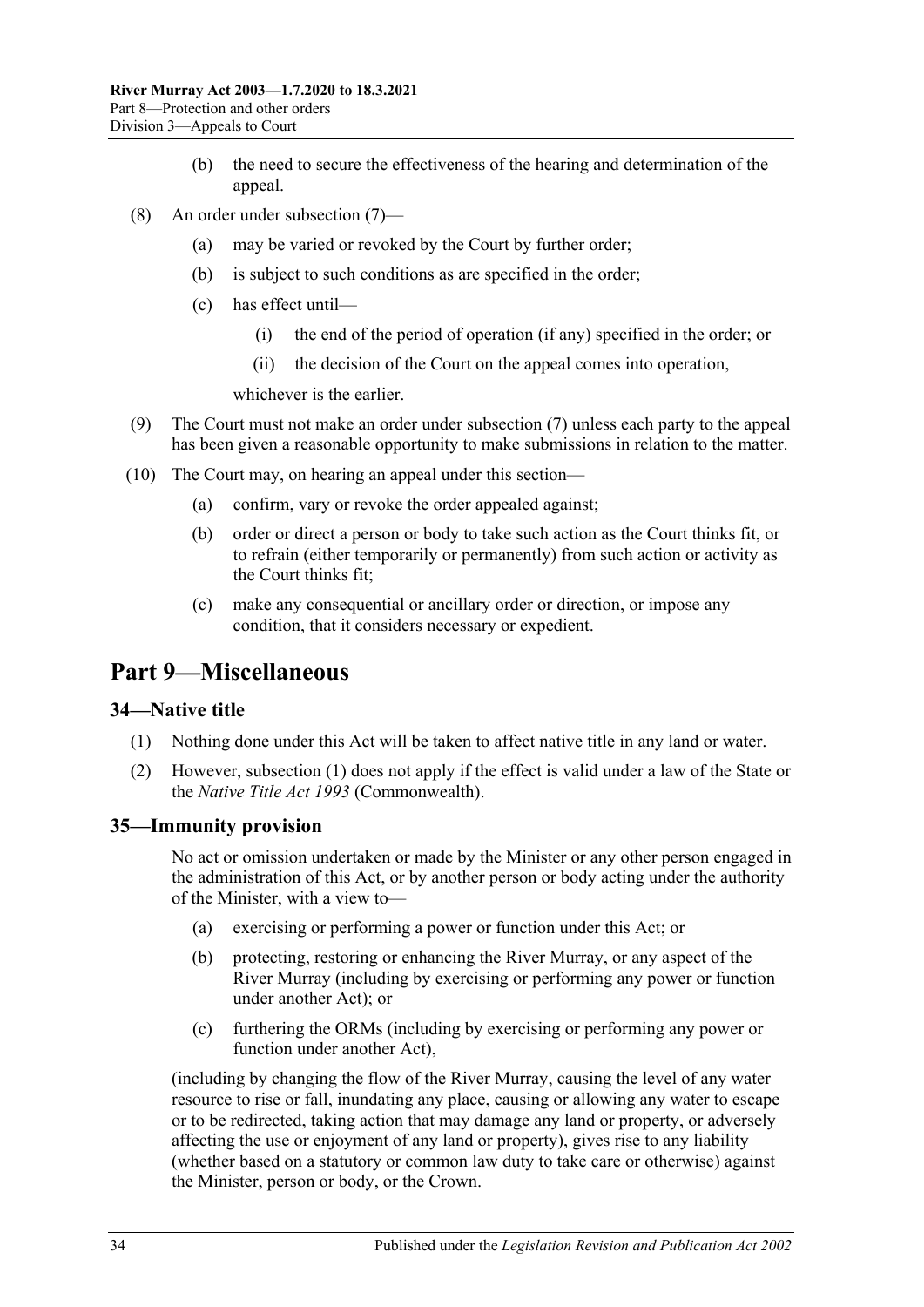(b) the need to secure the effectiveness of the hearing and determination of the appeal.

(8) An order under subsection (7)—

(a) may be varied or revoked by the Court by further order;

(b) is subject to such conditions as are specified in the order;

(c) has effect until—

(i) the end of the period of operation (if any) specified in the order; or

(ii) the decision of the Court on the appeal comes into operation,

whichever is the earlier.

(9) The Court must not make an order under subsection (7) unless each party to the appeal has been given a reasonable opportunity to make submissions in relation to the matter.

(10) The Court may, on hearing an appeal under this section—

(a) confirm, vary or revoke the order appealed against;

(b) order or direct a person or body to take such action as the Court thinks fit, or to refrain (either temporarily or permanently) from such action or activity as the Court thinks fit;

(c) make any consequential or ancillary order or direction, or impose any condition, that it considers necessary or expedient.

# Part 9—Miscellaneous

## 34—Native title

(1) Nothing done under this Act will be taken to affect native title in any land or water.

(2) However, subsection (1) does not apply if the effect is valid under a law of the State or the *Native Title Act 1993* (Commonwealth).

## 35—Immunity provision

No act or omission undertaken or made by the Minister or any other person engaged in the administration of this Act, or by another person or body acting under the authority of the Minister, with a view to—

(a) exercising or performing a power or function under this Act; or

(b) protecting, restoring or enhancing the River Murray, or any aspect of the River Murray (including by exercising or performing any power or function under another Act); or

(c) furthering the ORMs (including by exercising or performing any power or function under another Act),

(including by changing the flow of the River Murray, causing the level of any water resource to rise or fall, inundating any place, causing or allowing any water to escape or to be redirected, taking action that may damage any land or property, or adversely affecting the use or enjoyment of any land or property), gives rise to any liability (whether based on a statutory or common law duty to take care or otherwise) against the Minister, person or body, or the Crown.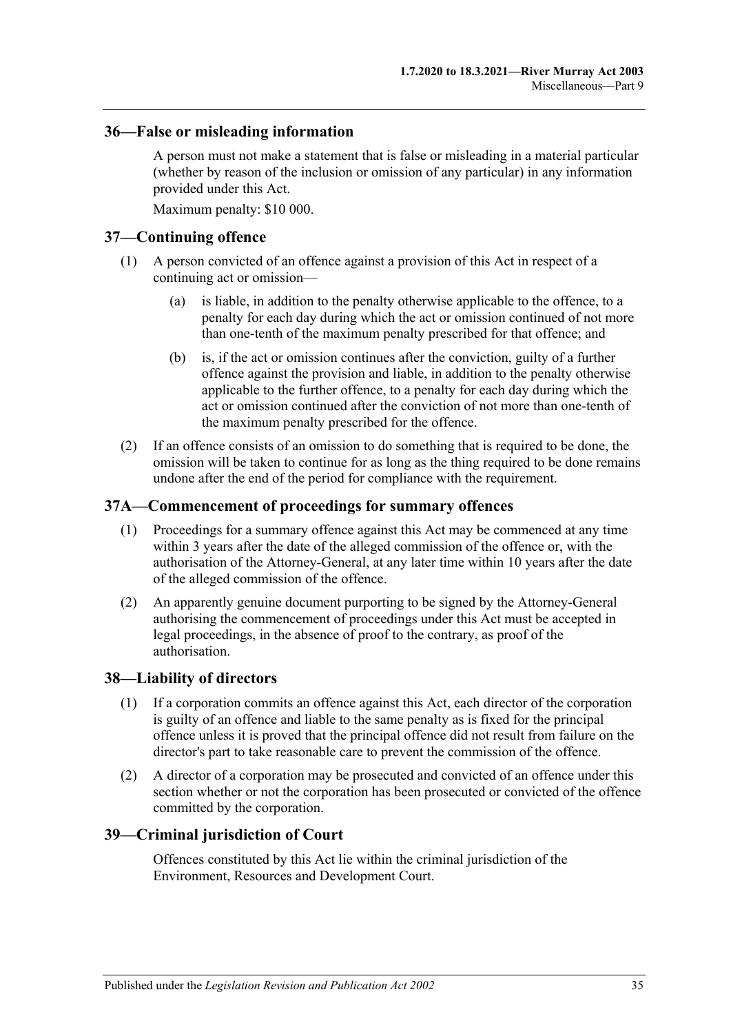## 36—False or misleading information

A person must not make a statement that is false or misleading in a material particular (whether by reason of the inclusion or omission of any particular) in any information provided under this Act.

Maximum penalty: $10 000.

## 37—Continuing offence

(1) A person convicted of an offence against a provision of this Act in respect of a continuing act or omission—

(a) is liable, in addition to the penalty otherwise applicable to the offence, to a penalty for each day during which the act or omission continued of not more than one-tenth of the maximum penalty prescribed for that offence; and

(b) is, if the act or omission continues after the conviction, guilty of a further offence against the provision and liable, in addition to the penalty otherwise applicable to the further offence, to a penalty for each day during which the act or omission continued after the conviction of not more than one-tenth of the maximum penalty prescribed for the offence.

(2) If an offence consists of an omission to do something that is required to be done, the omission will be taken to continue for as long as the thing required to be done remains undone after the end of the period for compliance with the requirement.

## 37A—Commencement of proceedings for summary offences

(1) Proceedings for a summary offence against this Act may be commenced at any time within 3 years after the date of the alleged commission of the offence or, with the authorisation of the Attorney-General, at any later time within 10 years after the date of the alleged commission of the offence.

(2) An apparently genuine document purporting to be signed by the Attorney-General authorising the commencement of proceedings under this Act must be accepted in legal proceedings, in the absence of proof to the contrary, as proof of the authorisation.

## 38—Liability of directors

(1) If a corporation commits an offence against this Act, each director of the corporation is guilty of an offence and liable to the same penalty as is fixed for the principal offence unless it is proved that the principal offence did not result from failure on the director's part to take reasonable care to prevent the commission of the offence.

(2) A director of a corporation may be prosecuted and convicted of an offence under this section whether or not the corporation has been prosecuted or convicted of the offence committed by the corporation.

## 39—Criminal jurisdiction of Court

Offences constituted by this Act lie within the criminal jurisdiction of the Environment, Resources and Development Court.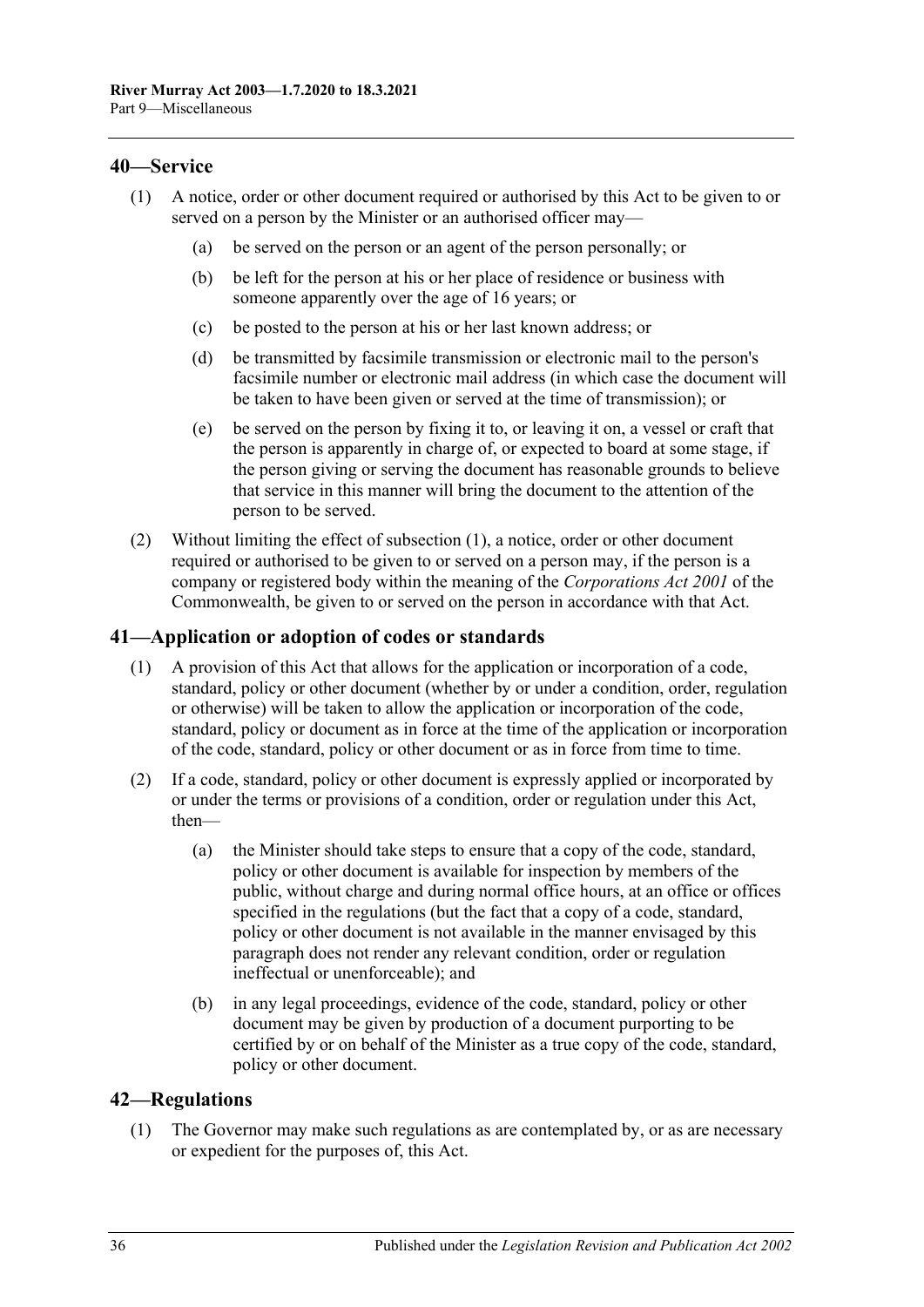## 40—Service

(1) A notice, order or other document required or authorised by this Act to be given to or served on a person by the Minister or an authorised officer may—

(a) be served on the person or an agent of the person personally; or

(b) be left for the person at his or her place of residence or business with someone apparently over the age of 16 years; or

(c) be posted to the person at his or her last known address; or

(d) be transmitted by facsimile transmission or electronic mail to the person's facsimile number or electronic mail address (in which case the document will be taken to have been given or served at the time of transmission); or

(e) be served on the person by fixing it to, or leaving it on, a vessel or craft that the person is apparently in charge of, or expected to board at some stage, if the person giving or serving the document has reasonable grounds to believe that service in this manner will bring the document to the attention of the person to be served.

(2) Without limiting the effect of subsection (1), a notice, order or other document required or authorised to be given to or served on a person may, if the person is a company or registered body within the meaning of the *Corporations Act 2001* of the Commonwealth, be given to or served on the person in accordance with that Act.

## 41—Application or adoption of codes or standards

(1) A provision of this Act that allows for the application or incorporation of a code, standard, policy or other document (whether by or under a condition, order, regulation or otherwise) will be taken to allow the application or incorporation of the code, standard, policy or document as in force at the time of the application or incorporation of the code, standard, policy or other document or as in force from time to time.

(2) If a code, standard, policy or other document is expressly applied or incorporated by or under the terms or provisions of a condition, order or regulation under this Act, then—

(a) the Minister should take steps to ensure that a copy of the code, standard, policy or other document is available for inspection by members of the public, without charge and during normal office hours, at an office or offices specified in the regulations (but the fact that a copy of a code, standard, policy or other document is not available in the manner envisaged by this paragraph does not render any relevant condition, order or regulation ineffectual or unenforceable); and

(b) in any legal proceedings, evidence of the code, standard, policy or other document may be given by production of a document purporting to be certified by or on behalf of the Minister as a true copy of the code, standard, policy or other document.

## 42—Regulations

(1) The Governor may make such regulations as are contemplated by, or as are necessary or expedient for the purposes of, this Act.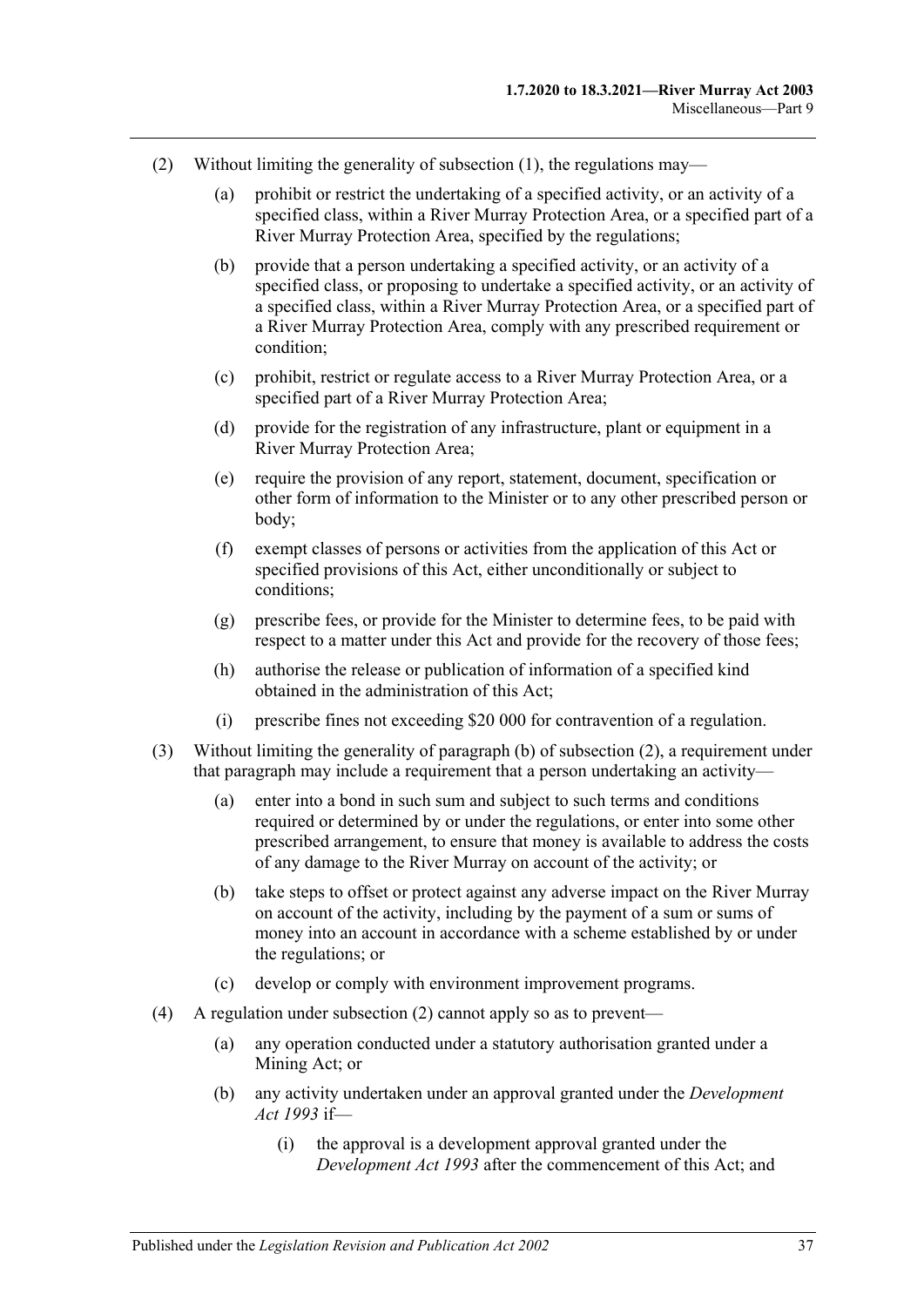(2) Without limiting the generality of subsection (1), the regulations may—

(a) prohibit or restrict the undertaking of a specified activity, or an activity of a specified class, within a River Murray Protection Area, or a specified part of a River Murray Protection Area, specified by the regulations;

(b) provide that a person undertaking a specified activity, or an activity of a specified class, or proposing to undertake a specified activity, or an activity of a specified class, within a River Murray Protection Area, or a specified part of a River Murray Protection Area, comply with any prescribed requirement or condition;

(c) prohibit, restrict or regulate access to a River Murray Protection Area, or a specified part of a River Murray Protection Area;

(d) provide for the registration of any infrastructure, plant or equipment in a River Murray Protection Area;

(e) require the provision of any report, statement, document, specification or other form of information to the Minister or to any other prescribed person or body;

(f) exempt classes of persons or activities from the application of this Act or specified provisions of this Act, either unconditionally or subject to conditions;

(g) prescribe fees, or provide for the Minister to determine fees, to be paid with respect to a matter under this Act and provide for the recovery of those fees;

(h) authorise the release or publication of information of a specified kind obtained in the administration of this Act;

(i) prescribe fines not exceeding $20 000 for contravention of a regulation.

(3) Without limiting the generality of paragraph (b) of subsection (2), a requirement under that paragraph may include a requirement that a person undertaking an activity—

(a) enter into a bond in such sum and subject to such terms and conditions required or determined by or under the regulations, or enter into some other prescribed arrangement, to ensure that money is available to address the costs of any damage to the River Murray on account of the activity; or

(b) take steps to offset or protect against any adverse impact on the River Murray on account of the activity, including by the payment of a sum or sums of money into an account in accordance with a scheme established by or under the regulations; or

(c) develop or comply with environment improvement programs.

(4) A regulation under subsection (2) cannot apply so as to prevent—

(a) any operation conducted under a statutory authorisation granted under a Mining Act; or

(b) any activity undertaken under an approval granted under the *Development Act 1993* if—

(i) the approval is a development approval granted under the *Development Act 1993* after the commencement of this Act; and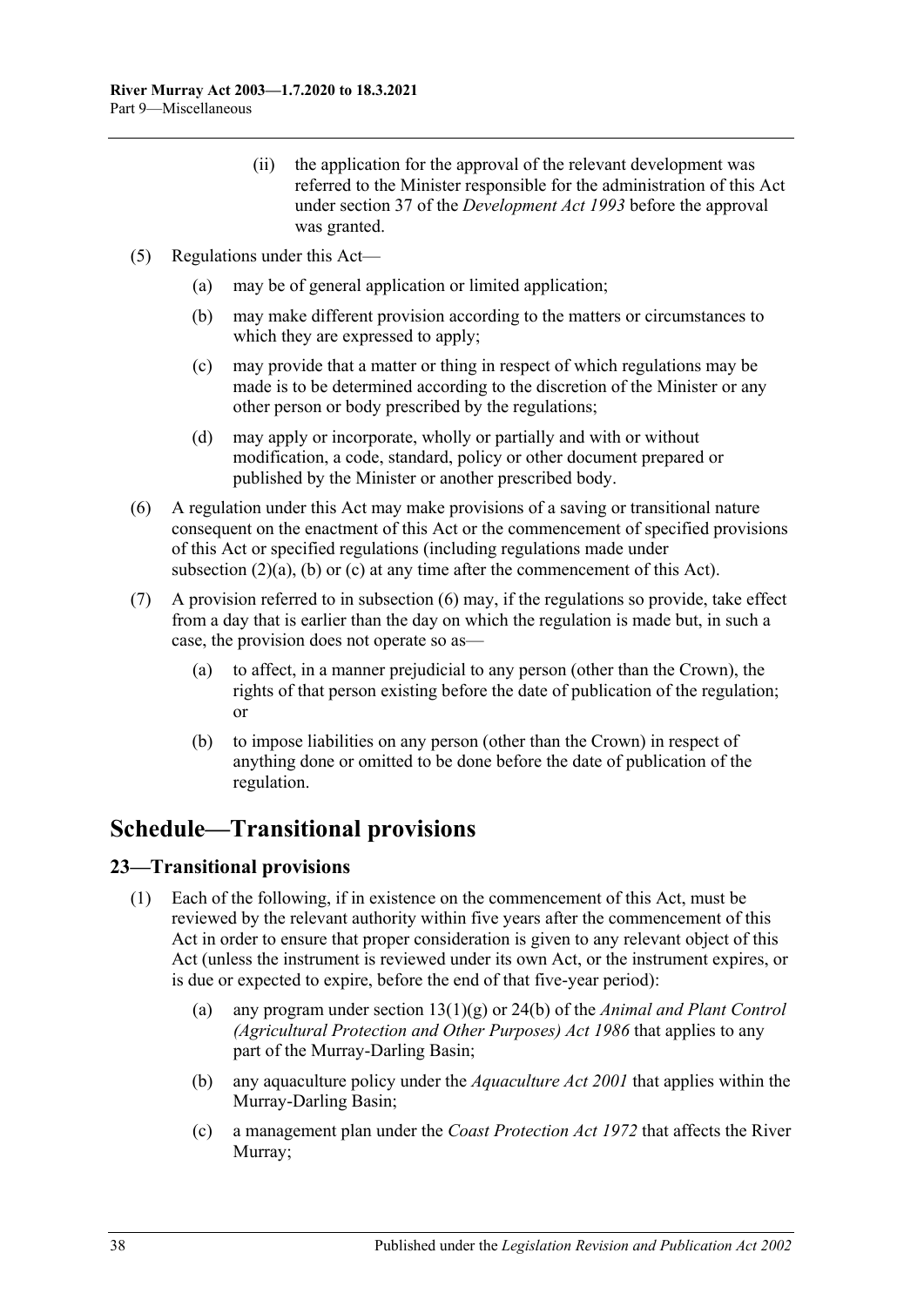(ii) the application for the approval of the relevant development was referred to the Minister responsible for the administration of this Act under section 37 of the *Development Act 1993* before the approval was granted.

(5) Regulations under this Act—

(a) may be of general application or limited application;

(b) may make different provision according to the matters or circumstances to which they are expressed to apply;

(c) may provide that a matter or thing in respect of which regulations may be made is to be determined according to the discretion of the Minister or any other person or body prescribed by the regulations;

(d) may apply or incorporate, wholly or partially and with or without modification, a code, standard, policy or other document prepared or published by the Minister or another prescribed body.

(6) A regulation under this Act may make provisions of a saving or transitional nature consequent on the enactment of this Act or the commencement of specified provisions of this Act or specified regulations (including regulations made under subsection (2)(a), (b) or (c) at any time after the commencement of this Act).

(7) A provision referred to in subsection (6) may, if the regulations so provide, take effect from a day that is earlier than the day on which the regulation is made but, in such a case, the provision does not operate so as—

(a) to affect, in a manner prejudicial to any person (other than the Crown), the rights of that person existing before the date of publication of the regulation; or

(b) to impose liabilities on any person (other than the Crown) in respect of anything done or omitted to be done before the date of publication of the regulation.

# Schedule—Transitional provisions

## 23—Transitional provisions

(1) Each of the following, if in existence on the commencement of this Act, must be reviewed by the relevant authority within five years after the commencement of this Act in order to ensure that proper consideration is given to any relevant object of this Act (unless the instrument is reviewed under its own Act, or the instrument expires, or is due or expected to expire, before the end of that five-year period):

(a) any program under section 13(1)(g) or 24(b) of the *Animal and Plant Control (Agricultural Protection and Other Purposes) Act 1986* that applies to any part of the Murray-Darling Basin;

(b) any aquaculture policy under the *Aquaculture Act 2001* that applies within the Murray-Darling Basin;

(c) a management plan under the *Coast Protection Act 1972* that affects the River Murray;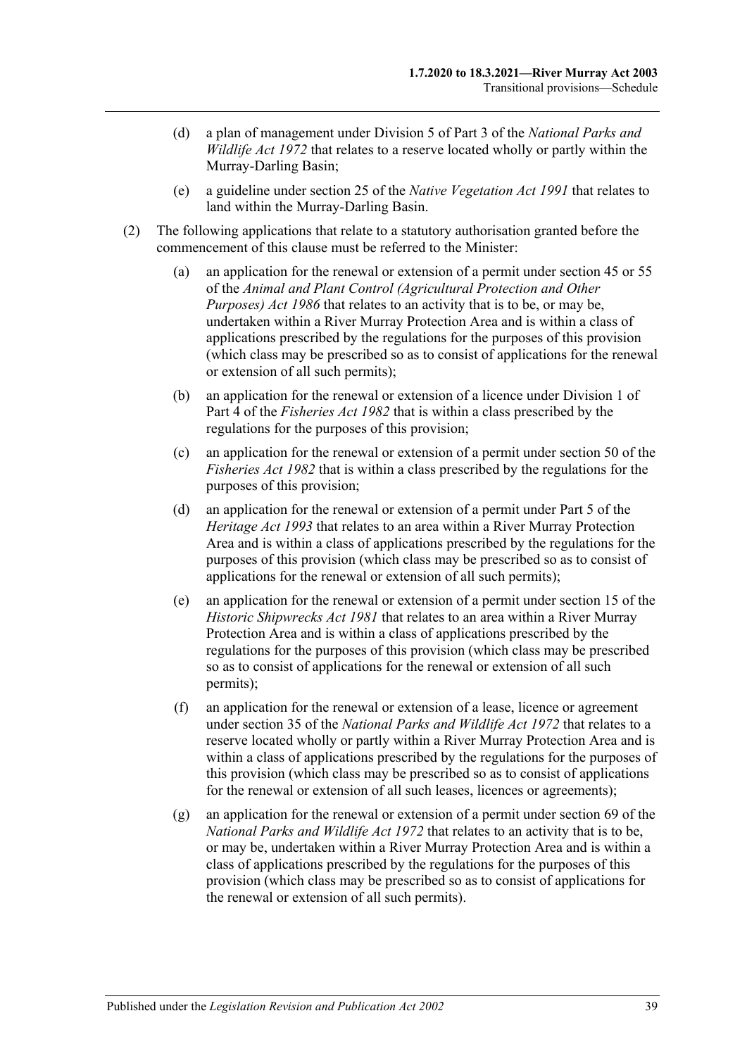(d) a plan of management under Division 5 of Part 3 of the *National Parks and Wildlife Act 1972* that relates to a reserve located wholly or partly within the Murray-Darling Basin;

(e) a guideline under section 25 of the *Native Vegetation Act 1991* that relates to land within the Murray-Darling Basin.

(2) The following applications that relate to a statutory authorisation granted before the commencement of this clause must be referred to the Minister:

(a) an application for the renewal or extension of a permit under section 45 or 55 of the *Animal and Plant Control (Agricultural Protection and Other Purposes) Act 1986* that relates to an activity that is to be, or may be, undertaken within a River Murray Protection Area and is within a class of applications prescribed by the regulations for the purposes of this provision (which class may be prescribed so as to consist of applications for the renewal or extension of all such permits);

(b) an application for the renewal or extension of a licence under Division 1 of Part 4 of the *Fisheries Act 1982* that is within a class prescribed by the regulations for the purposes of this provision;

(c) an application for the renewal or extension of a permit under section 50 of the *Fisheries Act 1982* that is within a class prescribed by the regulations for the purposes of this provision;

(d) an application for the renewal or extension of a permit under Part 5 of the *Heritage Act 1993* that relates to an area within a River Murray Protection Area and is within a class of applications prescribed by the regulations for the purposes of this provision (which class may be prescribed so as to consist of applications for the renewal or extension of all such permits);

(e) an application for the renewal or extension of a permit under section 15 of the *Historic Shipwrecks Act 1981* that relates to an area within a River Murray Protection Area and is within a class of applications prescribed by the regulations for the purposes of this provision (which class may be prescribed so as to consist of applications for the renewal or extension of all such permits);

(f) an application for the renewal or extension of a lease, licence or agreement under section 35 of the *National Parks and Wildlife Act 1972* that relates to a reserve located wholly or partly within a River Murray Protection Area and is within a class of applications prescribed by the regulations for the purposes of this provision (which class may be prescribed so as to consist of applications for the renewal or extension of all such leases, licences or agreements);

(g) an application for the renewal or extension of a permit under section 69 of the *National Parks and Wildlife Act 1972* that relates to an activity that is to be, or may be, undertaken within a River Murray Protection Area and is within a class of applications prescribed by the regulations for the purposes of this provision (which class may be prescribed so as to consist of applications for the renewal or extension of all such permits).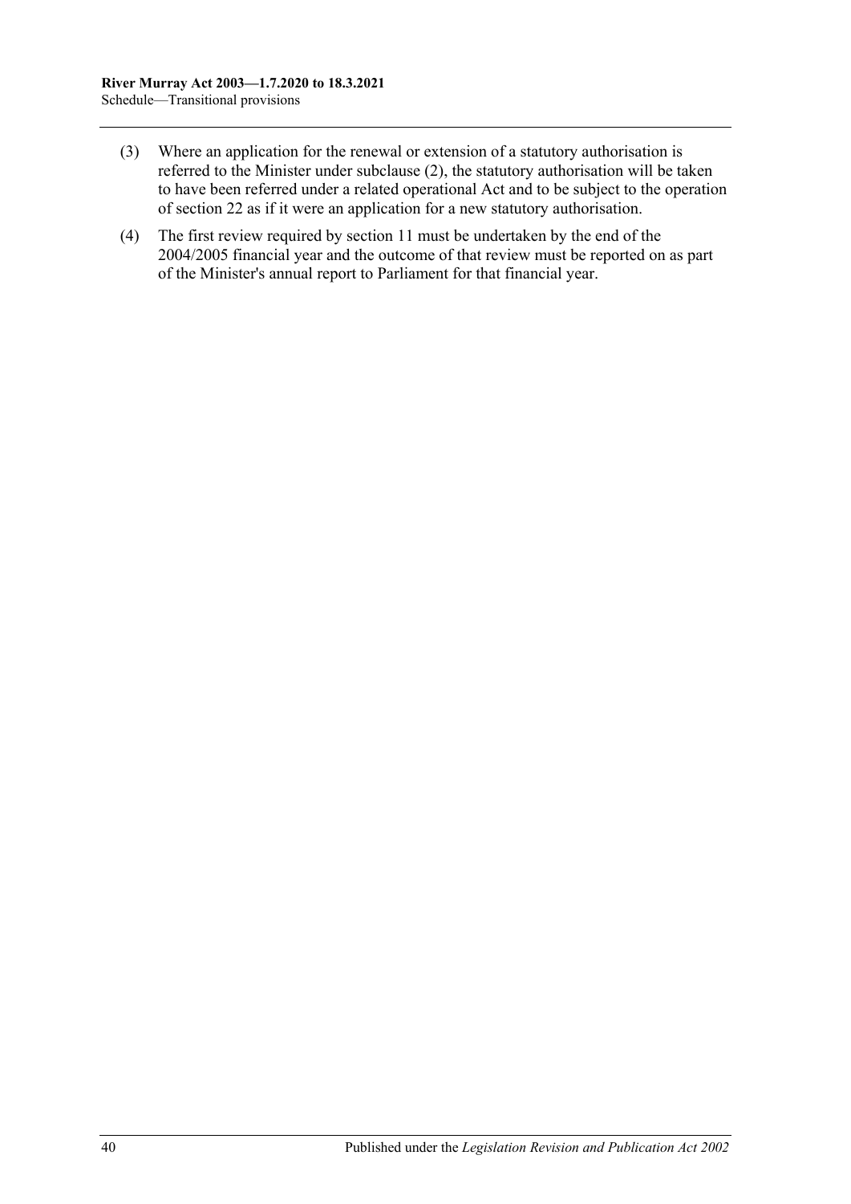(3) Where an application for the renewal or extension of a statutory authorisation is referred to the Minister under subclause (2), the statutory authorisation will be taken to have been referred under a related operational Act and to be subject to the operation of section 22 as if it were an application for a new statutory authorisation.

(4) The first review required by section 11 must be undertaken by the end of the 2004/2005 financial year and the outcome of that review must be reported on as part of the Minister's annual report to Parliament for that financial year.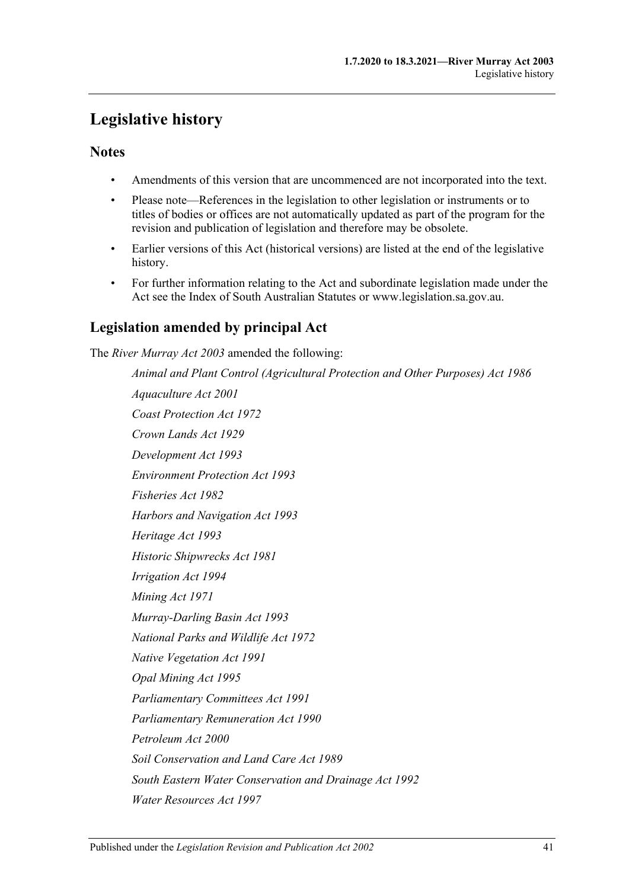# Legislative history

## Notes

- Amendments of this version that are uncommenced are not incorporated into the text.
- Please note—References in the legislation to other legislation or instruments or to titles of bodies or offices are not automatically updated as part of the program for the revision and publication of legislation and therefore may be obsolete.
- Earlier versions of this Act (historical versions) are listed at the end of the legislative history.
- For further information relating to the Act and subordinate legislation made under the Act see the Index of South Australian Statutes or www.legislation.sa.gov.au.

## Legislation amended by principal Act

The *River Murray Act 2003* amended the following:

*Animal and Plant Control (Agricultural Protection and Other Purposes) Act 1986*
*Aquaculture Act 2001*
*Coast Protection Act 1972*
*Crown Lands Act 1929*
*Development Act 1993*
*Environment Protection Act 1993*
*Fisheries Act 1982*
*Harbors and Navigation Act 1993*
*Heritage Act 1993*
*Historic Shipwrecks Act 1981*
*Irrigation Act 1994*
*Mining Act 1971*
*Murray-Darling Basin Act 1993*
*National Parks and Wildlife Act 1972*
*Native Vegetation Act 1991*
*Opal Mining Act 1995*
*Parliamentary Committees Act 1991*
*Parliamentary Remuneration Act 1990*
*Petroleum Act 2000*
*Soil Conservation and Land Care Act 1989*
*South Eastern Water Conservation and Drainage Act 1992*
*Water Resources Act 1997*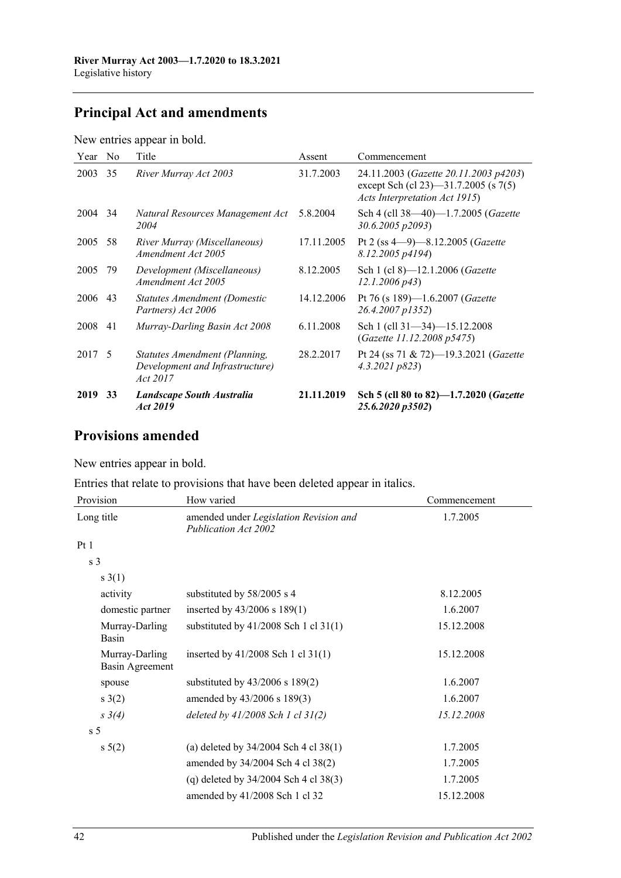## Principal Act and amendments

New entries appear in bold.

| Year | No | Title | Assent | Commencement |
|---|---|---|---|---|
| 2003 | 35 | *River Murray Act 2003* | 31.7.2003 | 24.11.2003 (*Gazette 20.11.2003 p4203*) except Sch (cl 23)—31.7.2005 (s 7(5) *Acts Interpretation Act 1915*) |
| 2004 | 34 | *Natural Resources Management Act 2004* | 5.8.2004 | Sch 4 (cll 38—40)—1.7.2005 (*Gazette 30.6.2005 p2093*) |
| 2005 | 58 | *River Murray (Miscellaneous) Amendment Act 2005* | 17.11.2005 | Pt 2 (ss 4—9)—8.12.2005 (*Gazette 8.12.2005 p4194*) |
| 2005 | 79 | *Development (Miscellaneous) Amendment Act 2005* | 8.12.2005 | Sch 1 (cl 8)—12.1.2006 (*Gazette 12.1.2006 p43*) |
| 2006 | 43 | *Statutes Amendment (Domestic Partners) Act 2006* | 14.12.2006 | Pt 76 (s 189)—1.6.2007 (*Gazette 26.4.2007 p1352*) |
| 2008 | 41 | *Murray-Darling Basin Act 2008* | 6.11.2008 | Sch 1 (cll 31—34)—15.12.2008 (*Gazette 11.12.2008 p5475*) |
| 2017 | 5 | *Statutes Amendment (Planning, Development and Infrastructure) Act 2017* | 28.2.2017 | Pt 24 (ss 71 & 72)—19.3.2021 (*Gazette 4.3.2021 p823*) |
| **2019** | **33** | ***Landscape South Australia Act 2019*** | **21.11.2019** | **Sch 5 (cll 80 to 82)—1.7.2020 (*Gazette 25.6.2020 p3502*)** |

## Provisions amended

New entries appear in bold.

Entries that relate to provisions that have been deleted appear in italics.

| Provision | How varied | Commencement |
|---|---|---|
| Long title | amended under *Legislation Revision and Publication Act 2002* | 1.7.2005 |
| Pt 1 | | |
| s 3 | | |
| s 3(1) | | |
| activity | substituted by 58/2005 s 4 | 8.12.2005 |
| domestic partner | inserted by 43/2006 s 189(1) | 1.6.2007 |
| Murray-Darling Basin | substituted by 41/2008 Sch 1 cl 31(1) | 15.12.2008 |
| Murray-Darling Basin Agreement | inserted by 41/2008 Sch 1 cl 31(1) | 15.12.2008 |
| spouse | substituted by 43/2006 s 189(2) | 1.6.2007 |
| s 3(2) | amended by 43/2006 s 189(3) | 1.6.2007 |
| *s 3(4)* | *deleted by 41/2008 Sch 1 cl 31(2)* | *15.12.2008* |
| s 5 | | |
| s 5(2) | (a) deleted by 34/2004 Sch 4 cl 38(1) | 1.7.2005 |
| | amended by 34/2004 Sch 4 cl 38(2) | 1.7.2005 |
| | (q) deleted by 34/2004 Sch 4 cl 38(3) | 1.7.2005 |
| | amended by 41/2008 Sch 1 cl 32 | 15.12.2008 |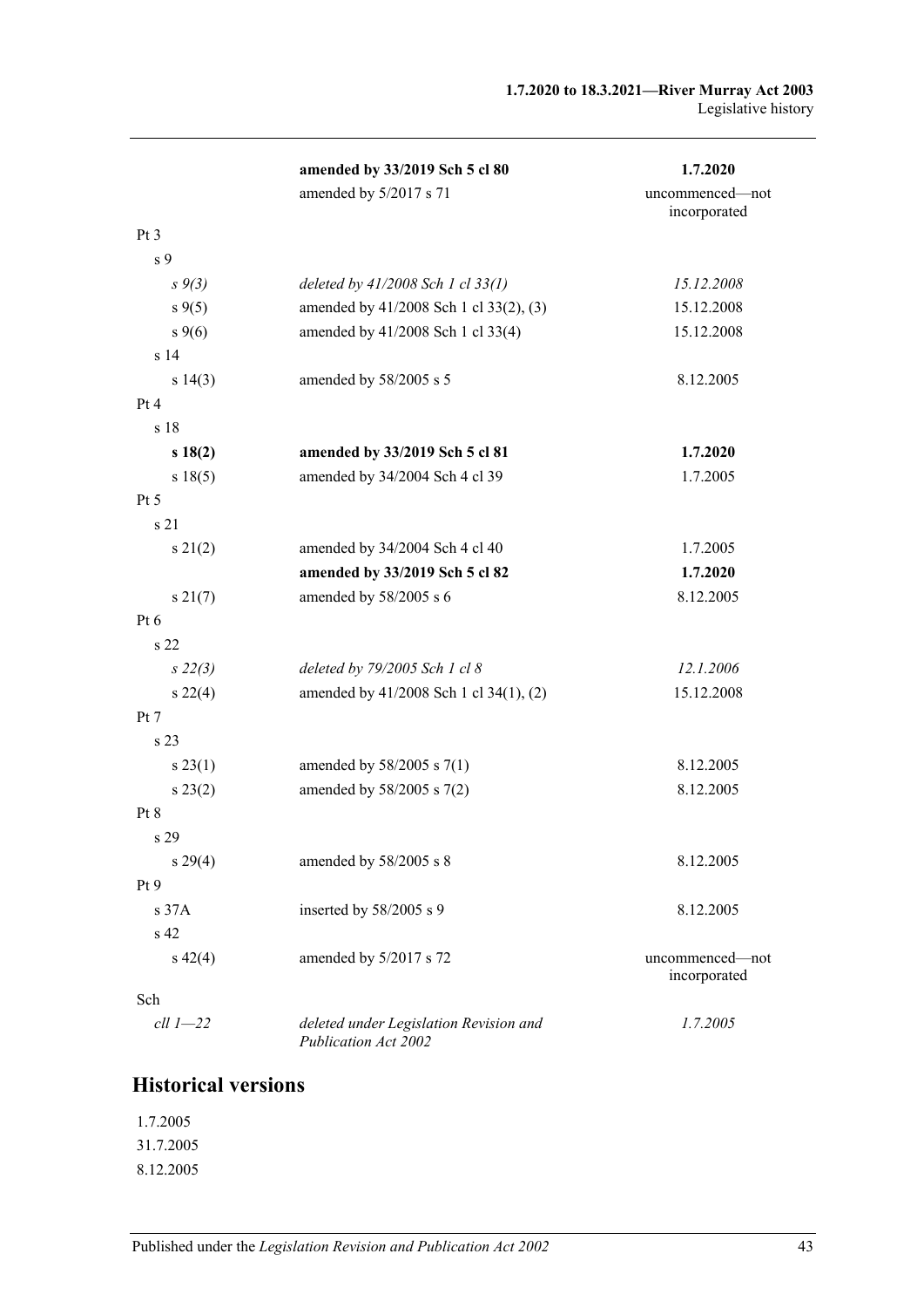| | | |
|---|---|---|
| | **amended by 33/2019 Sch 5 cl 80** | **1.7.2020** |
| | amended by 5/2017 s 71 | uncommenced—not incorporated |
| Pt 3 | | |
| s 9 | | |
| *s 9(3)* | *deleted by 41/2008 Sch 1 cl 33(1)* | *15.12.2008* |
| s 9(5) | amended by 41/2008 Sch 1 cl 33(2), (3) | 15.12.2008 |
| s 9(6) | amended by 41/2008 Sch 1 cl 33(4) | 15.12.2008 |
| s 14 | | |
| s 14(3) | amended by 58/2005 s 5 | 8.12.2005 |
| Pt 4 | | |
| s 18 | | |
| **s 18(2)** | **amended by 33/2019 Sch 5 cl 81** | **1.7.2020** |
| s 18(5) | amended by 34/2004 Sch 4 cl 39 | 1.7.2005 |
| Pt 5 | | |
| s 21 | | |
| s 21(2) | amended by 34/2004 Sch 4 cl 40 | 1.7.2005 |
| | **amended by 33/2019 Sch 5 cl 82** | **1.7.2020** |
| s 21(7) | amended by 58/2005 s 6 | 8.12.2005 |
| Pt 6 | | |
| s 22 | | |
| *s 22(3)* | *deleted by 79/2005 Sch 1 cl 8* | *12.1.2006* |
| s 22(4) | amended by 41/2008 Sch 1 cl 34(1), (2) | 15.12.2008 |
| Pt 7 | | |
| s 23 | | |
| s 23(1) | amended by 58/2005 s 7(1) | 8.12.2005 |
| s 23(2) | amended by 58/2005 s 7(2) | 8.12.2005 |
| Pt 8 | | |
| s 29 | | |
| s 29(4) | amended by 58/2005 s 8 | 8.12.2005 |
| Pt 9 | | |
| s 37A | inserted by 58/2005 s 9 | 8.12.2005 |
| s 42 | | |
| s 42(4) | amended by 5/2017 s 72 | uncommenced—not incorporated |
| Sch | | |
| *cll 1—22* | *deleted under Legislation Revision and Publication Act 2002* | *1.7.2005* |

## Historical versions

1.7.2005

31.7.2005

8.12.2005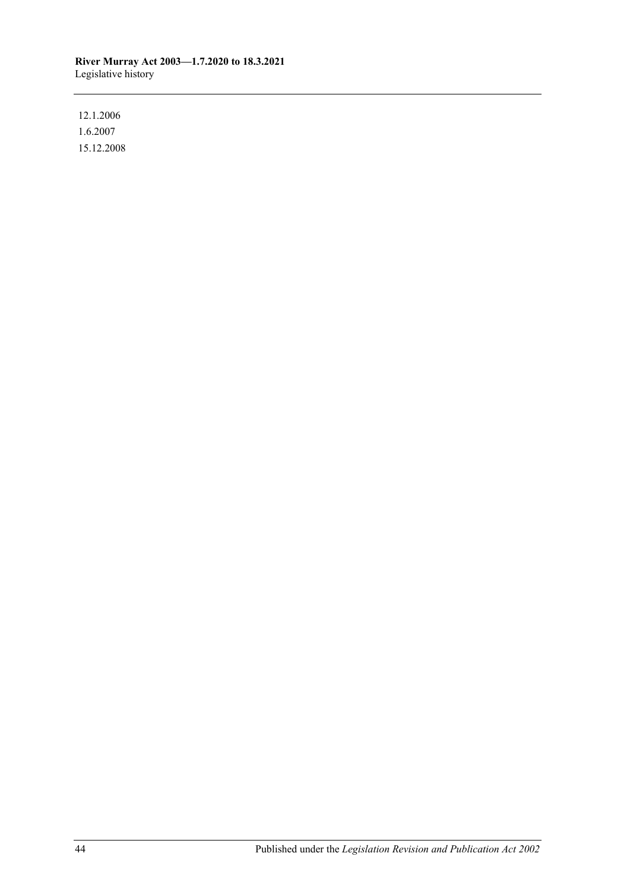12.1.2006

1.6.2007

15.12.2008